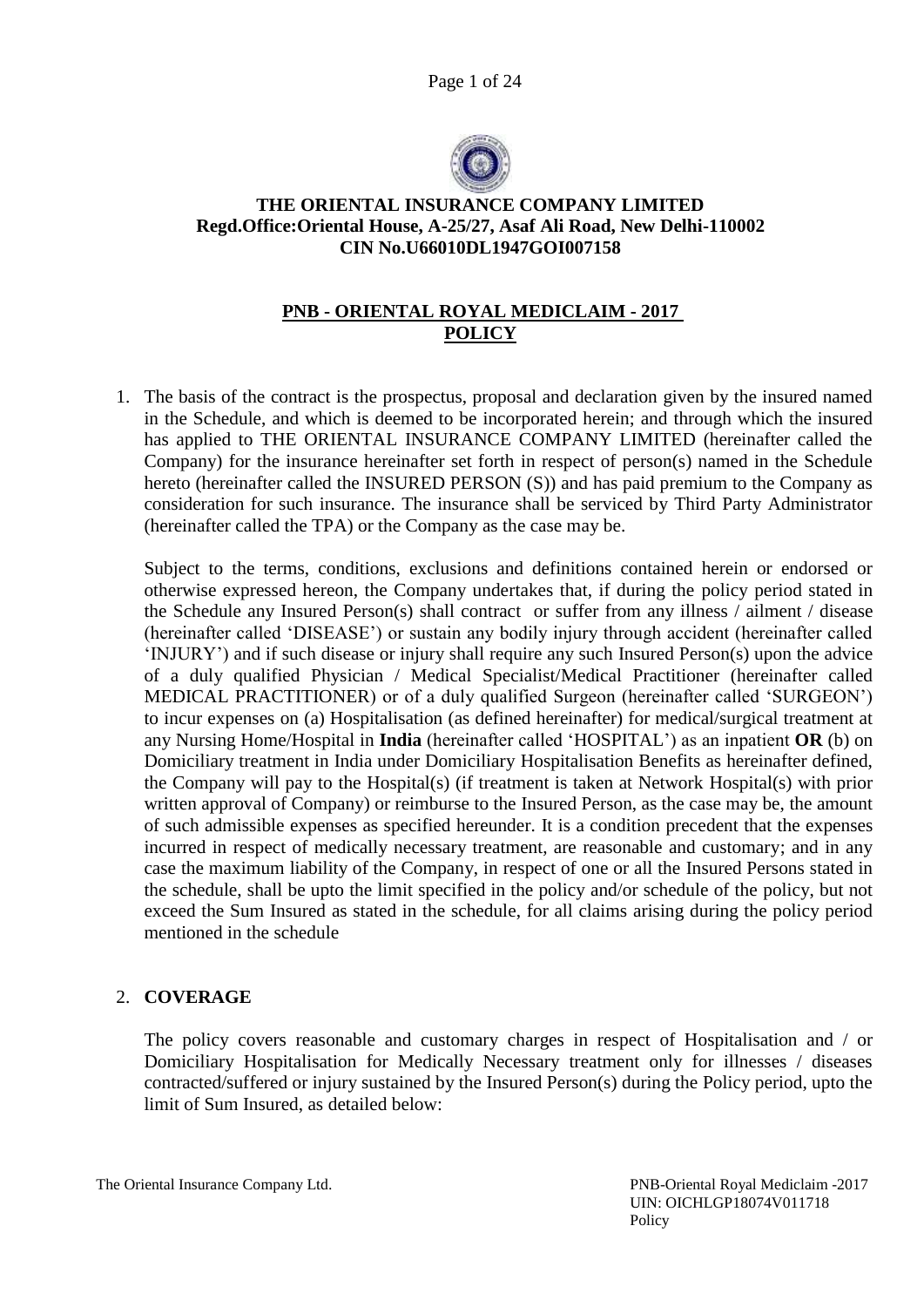**THE ORIENTAL INSURANCE COMPANY LIMITED**
**Regd.Office:Oriental House, A-25/27, Asaf Ali Road, New Delhi-110002**
**CIN No.U66010DL1947GOI007158**

# PNB - ORIENTAL ROYAL MEDICLAIM - 2017 POLICY

1. The basis of the contract is the prospectus, proposal and declaration given by the insured named in the Schedule, and which is deemed to be incorporated herein; and through which the insured has applied to THE ORIENTAL INSURANCE COMPANY LIMITED (hereinafter called the Company) for the insurance hereinafter set forth in respect of person(s) named in the Schedule hereto (hereinafter called the INSURED PERSON (S)) and has paid premium to the Company as consideration for such insurance. The insurance shall be serviced by Third Party Administrator (hereinafter called the TPA) or the Company as the case may be.

   Subject to the terms, conditions, exclusions and definitions contained herein or endorsed or otherwise expressed hereon, the Company undertakes that, if during the policy period stated in the Schedule any Insured Person(s) shall contract or suffer from any illness / ailment / disease (hereinafter called 'DISEASE') or sustain any bodily injury through accident (hereinafter called 'INJURY') and if such disease or injury shall require any such Insured Person(s) upon the advice of a duly qualified Physician / Medical Specialist/Medical Practitioner (hereinafter called MEDICAL PRACTITIONER) or of a duly qualified Surgeon (hereinafter called 'SURGEON') to incur expenses on (a) Hospitalisation (as defined hereinafter) for medical/surgical treatment at any Nursing Home/Hospital in **India** (hereinafter called 'HOSPITAL') as an inpatient **OR** (b) on Domiciliary treatment in India under Domiciliary Hospitalisation Benefits as hereinafter defined, the Company will pay to the Hospital(s) (if treatment is taken at Network Hospital(s) with prior written approval of Company) or reimburse to the Insured Person, as the case may be, the amount of such admissible expenses as specified hereunder. It is a condition precedent that the expenses incurred in respect of medically necessary treatment, are reasonable and customary; and in any case the maximum liability of the Company, in respect of one or all the Insured Persons stated in the schedule, shall be upto the limit specified in the policy and/or schedule of the policy, but not exceed the Sum Insured as stated in the schedule, for all claims arising during the policy period mentioned in the schedule

2. **COVERAGE**

   The policy covers reasonable and customary charges in respect of Hospitalisation and / or Domiciliary Hospitalisation for Medically Necessary treatment only for illnesses / diseases contracted/suffered or injury sustained by the Insured Person(s) during the Policy period, upto the limit of Sum Insured, as detailed below: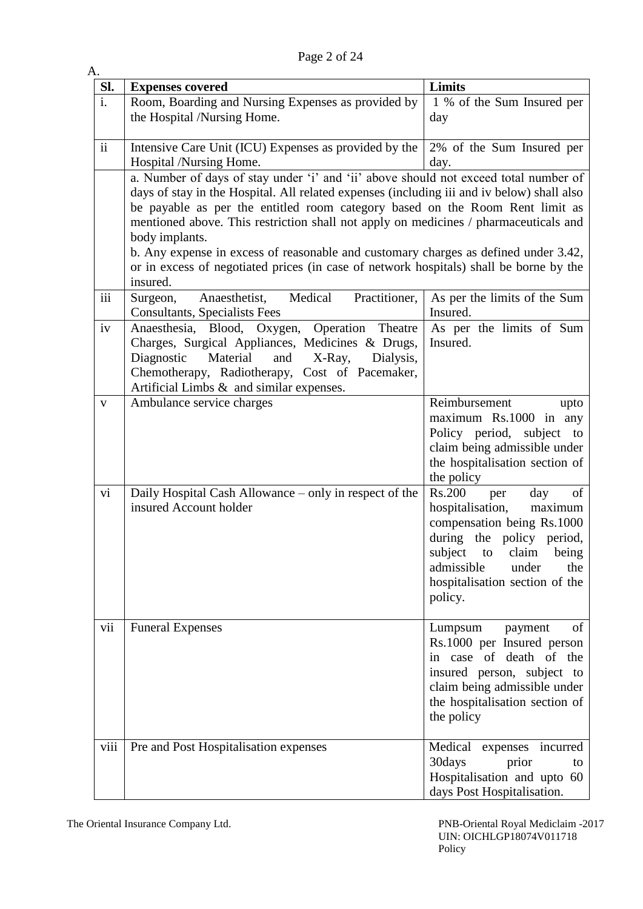A.

| Sl. | Expenses covered | Limits |
|---|---|---|
| i. | Room, Boarding and Nursing Expenses as provided by the Hospital /Nursing Home. | 1 % of the Sum Insured per day |
| ii | Intensive Care Unit (ICU) Expenses as provided by the Hospital /Nursing Home. | 2% of the Sum Insured per day. |
| | a. Number of days of stay under 'i' and 'ii' above should not exceed total number of days of stay in the Hospital. All related expenses (including iii and iv below) shall also be payable as per the entitled room category based on the Room Rent limit as mentioned above. This restriction shall not apply on medicines / pharmaceuticals and body implants.<br>b. Any expense in excess of reasonable and customary charges as defined under 3.42, or in excess of negotiated prices (in case of network hospitals) shall be borne by the insured. | |
| iii | Surgeon, Anaesthetist, Medical Practitioner, Consultants, Specialists Fees | As per the limits of the Sum Insured. |
| iv | Anaesthesia, Blood, Oxygen, Operation Theatre Charges, Surgical Appliances, Medicines & Drugs, Diagnostic Material and X-Ray, Dialysis, Chemotherapy, Radiotherapy, Cost of Pacemaker, Artificial Limbs & and similar expenses. | As per the limits of Sum Insured. |
| v | Ambulance service charges | Reimbursement upto maximum Rs.1000 in any Policy period, subject to claim being admissible under the hospitalisation section of the policy |
| vi | Daily Hospital Cash Allowance – only in respect of the insured Account holder | Rs.200 per day of hospitalisation, maximum compensation being Rs.1000 during the policy period, subject to claim being admissible under the hospitalisation section of the policy. |
| vii | Funeral Expenses | Lumpsum payment of Rs.1000 per Insured person in case of death of the insured person, subject to claim being admissible under the hospitalisation section of the policy |
| viii | Pre and Post Hospitalisation expenses | Medical expenses incurred 30days prior to Hospitalisation and upto 60 days Post Hospitalisation. |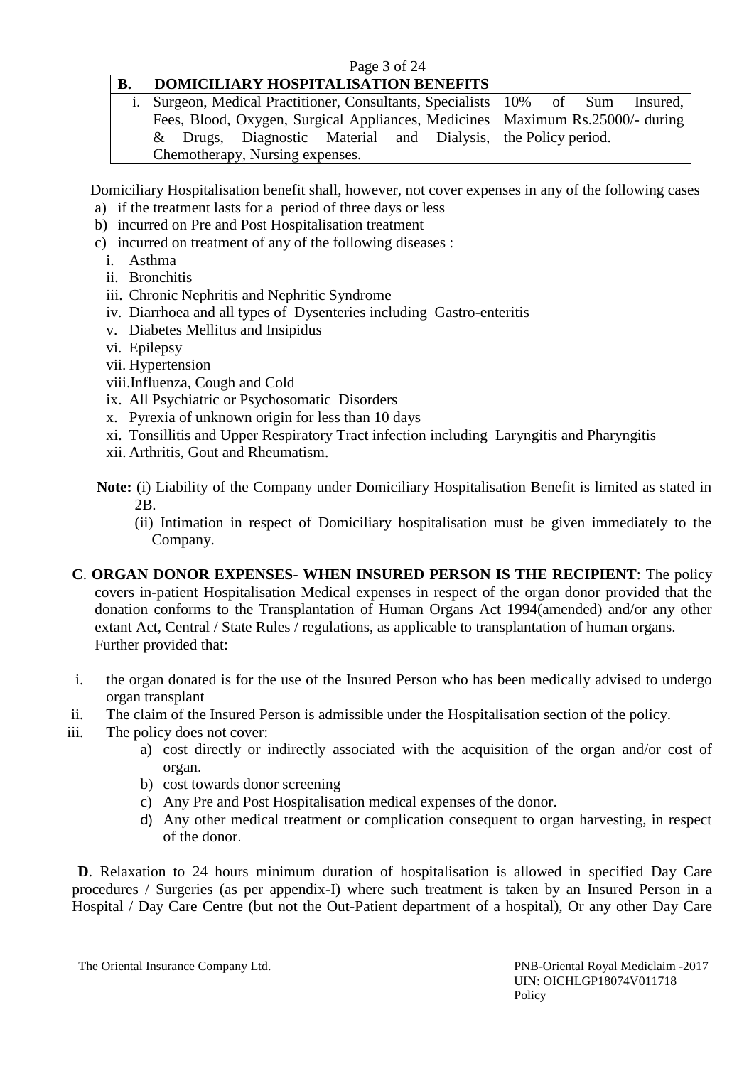| B. | DOMICILIARY HOSPITALISATION BENEFITS | |
|---|---|---|
| i. | Surgeon, Medical Practitioner, Consultants, Specialists Fees, Blood, Oxygen, Surgical Appliances, Medicines & Drugs, Diagnostic Material and Dialysis, Chemotherapy, Nursing expenses. | 10% of Sum Insured, Maximum Rs.25000/- during the Policy period. |

Domiciliary Hospitalisation benefit shall, however, not cover expenses in any of the following cases

a) if the treatment lasts for a period of three days or less
b) incurred on Pre and Post Hospitalisation treatment
c) incurred on treatment of any of the following diseases :
   i. Asthma
   ii. Bronchitis
   iii. Chronic Nephritis and Nephritic Syndrome
   iv. Diarrhoea and all types of Dysenteries including Gastro-enteritis
   v. Diabetes Mellitus and Insipidus
   vi. Epilepsy
   vii. Hypertension
   viii. Influenza, Cough and Cold
   ix. All Psychiatric or Psychosomatic Disorders
   x. Pyrexia of unknown origin for less than 10 days
   xi. Tonsillitis and Upper Respiratory Tract infection including Laryngitis and Pharyngitis
   xii. Arthritis, Gout and Rheumatism.

**Note:** (i) Liability of the Company under Domiciliary Hospitalisation Benefit is limited as stated in 2B.
(ii) Intimation in respect of Domiciliary hospitalisation must be given immediately to the Company.

**C**. **ORGAN DONOR EXPENSES- WHEN INSURED PERSON IS THE RECIPIENT**: The policy covers in-patient Hospitalisation Medical expenses in respect of the organ donor provided that the donation conforms to the Transplantation of Human Organs Act 1994(amended) and/or any other extant Act, Central / State Rules / regulations, as applicable to transplantation of human organs. Further provided that:

i. the organ donated is for the use of the Insured Person who has been medically advised to undergo organ transplant
ii. The claim of the Insured Person is admissible under the Hospitalisation section of the policy.
iii. The policy does not cover:
   a) cost directly or indirectly associated with the acquisition of the organ and/or cost of organ.
   b) cost towards donor screening
   c) Any Pre and Post Hospitalisation medical expenses of the donor.
   d) Any other medical treatment or complication consequent to organ harvesting, in respect of the donor.

**D**. Relaxation to 24 hours minimum duration of hospitalisation is allowed in specified Day Care procedures / Surgeries (as per appendix-I) where such treatment is taken by an Insured Person in a Hospital / Day Care Centre (but not the Out-Patient department of a hospital), Or any other Day Care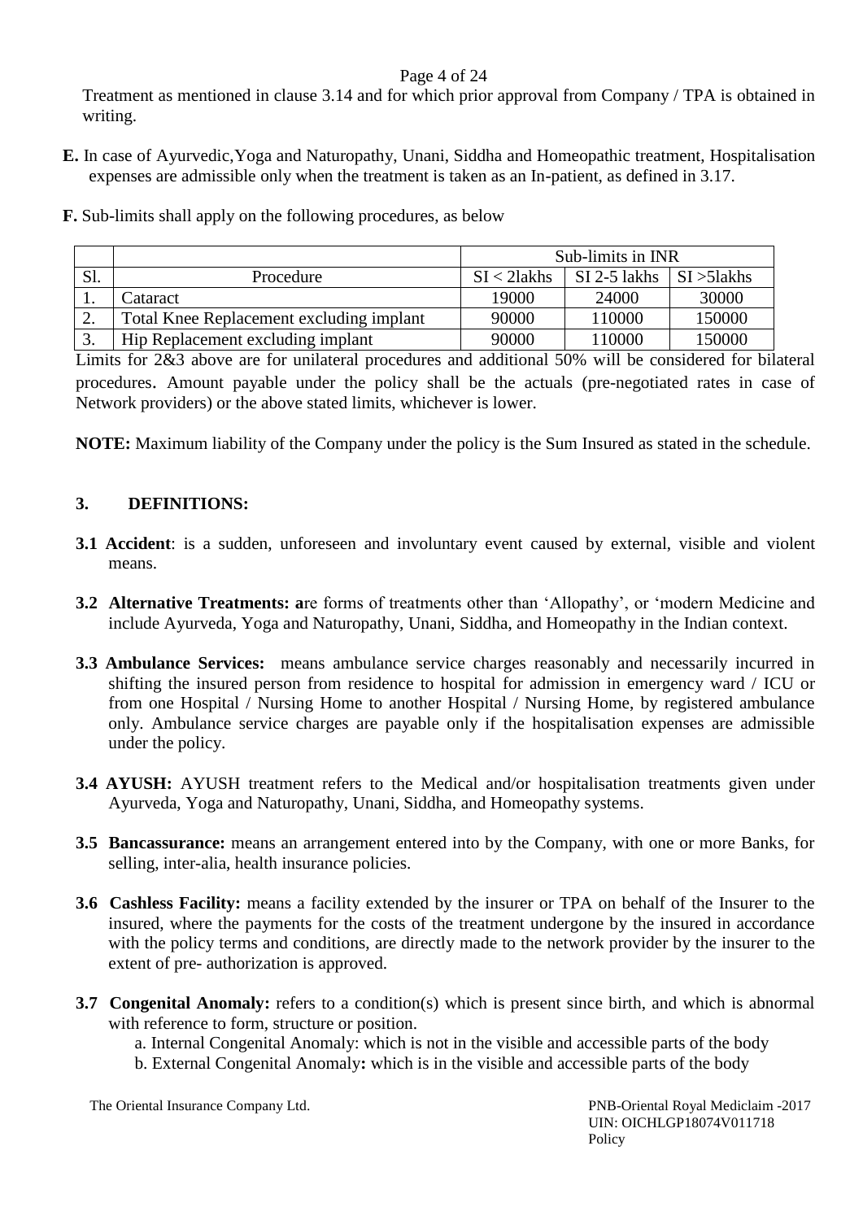Treatment as mentioned in clause 3.14 and for which prior approval from Company / TPA is obtained in writing.

**E.** In case of Ayurvedic,Yoga and Naturopathy, Unani, Siddha and Homeopathic treatment, Hospitalisation expenses are admissible only when the treatment is taken as an In-patient, as defined in 3.17.

**F.** Sub-limits shall apply on the following procedures, as below

| | | Sub-limits in INR | | |
|---|---|---|---|---|
| Sl. | Procedure | SI < 2lakhs | SI 2-5 lakhs | SI >5lakhs |
| 1. | Cataract | 19000 | 24000 | 30000 |
| 2. | Total Knee Replacement excluding implant | 90000 | 110000 | 150000 |
| 3. | Hip Replacement excluding implant | 90000 | 110000 | 150000 |

Limits for 2&3 above are for unilateral procedures and additional 50% will be considered for bilateral procedures. Amount payable under the policy shall be the actuals (pre-negotiated rates in case of Network providers) or the above stated limits, whichever is lower.

**NOTE:** Maximum liability of the Company under the policy is the Sum Insured as stated in the schedule.

## 3. DEFINITIONS:

**3.1 Accident**: is a sudden, unforeseen and involuntary event caused by external, visible and violent means.

**3.2 Alternative Treatments: a**re forms of treatments other than 'Allopathy', or 'modern Medicine and include Ayurveda, Yoga and Naturopathy, Unani, Siddha, and Homeopathy in the Indian context.

**3.3 Ambulance Services:** means ambulance service charges reasonably and necessarily incurred in shifting the insured person from residence to hospital for admission in emergency ward / ICU or from one Hospital / Nursing Home to another Hospital / Nursing Home, by registered ambulance only. Ambulance service charges are payable only if the hospitalisation expenses are admissible under the policy.

**3.4 AYUSH:** AYUSH treatment refers to the Medical and/or hospitalisation treatments given under Ayurveda, Yoga and Naturopathy, Unani, Siddha, and Homeopathy systems.

**3.5 Bancassurance:** means an arrangement entered into by the Company, with one or more Banks, for selling, inter-alia, health insurance policies.

**3.6 Cashless Facility:** means a facility extended by the insurer or TPA on behalf of the Insurer to the insured, where the payments for the costs of the treatment undergone by the insured in accordance with the policy terms and conditions, are directly made to the network provider by the insurer to the extent of pre- authorization is approved.

**3.7 Congenital Anomaly:** refers to a condition(s) which is present since birth, and which is abnormal with reference to form, structure or position.

a. Internal Congenital Anomaly: which is not in the visible and accessible parts of the body

b. External Congenital Anomaly**:** which is in the visible and accessible parts of the body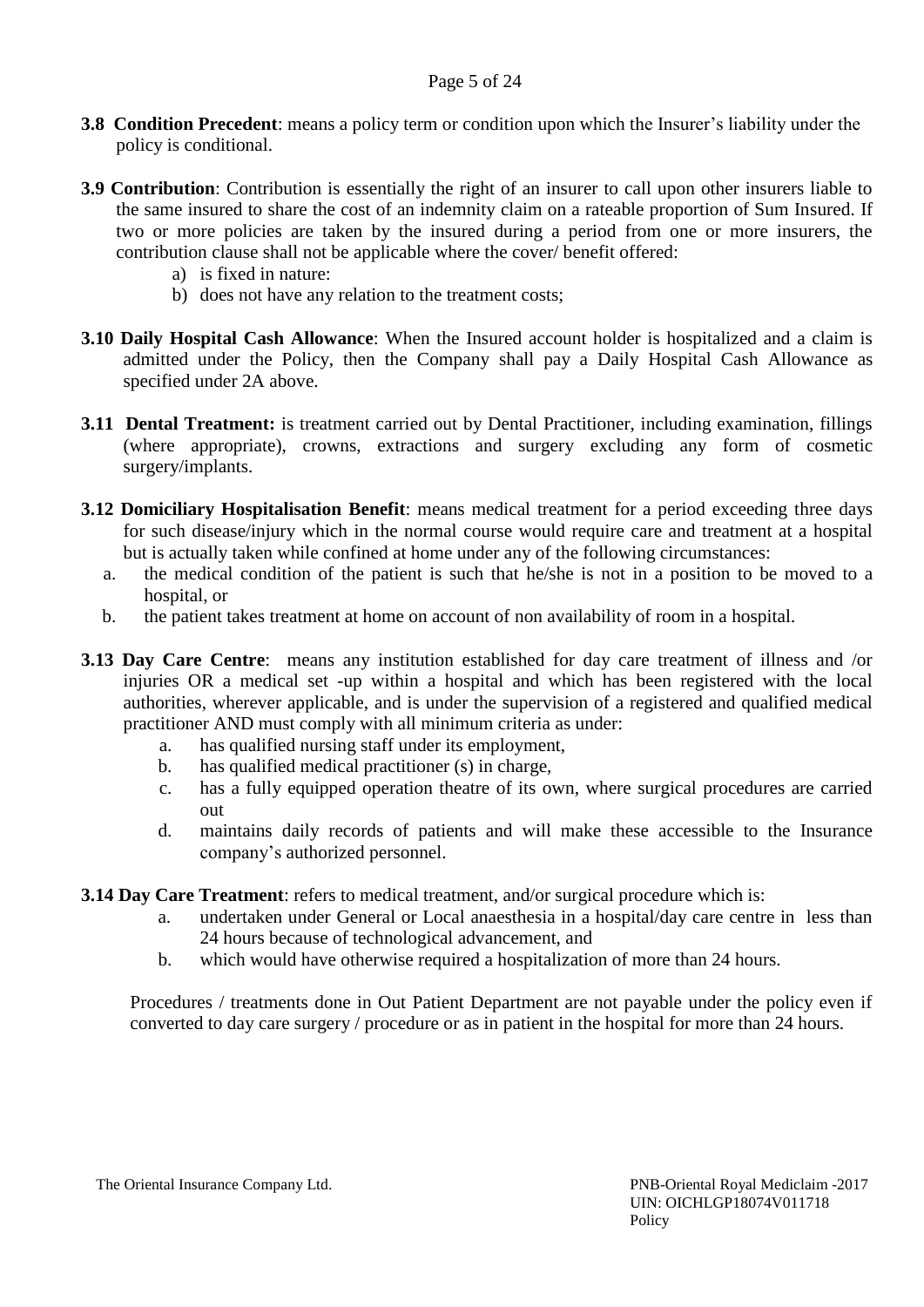**3.8 Condition Precedent**: means a policy term or condition upon which the Insurer's liability under the policy is conditional.

**3.9 Contribution**: Contribution is essentially the right of an insurer to call upon other insurers liable to the same insured to share the cost of an indemnity claim on a rateable proportion of Sum Insured. If two or more policies are taken by the insured during a period from one or more insurers, the contribution clause shall not be applicable where the cover/ benefit offered:

a) is fixed in nature:
b) does not have any relation to the treatment costs;

**3.10 Daily Hospital Cash Allowance**: When the Insured account holder is hospitalized and a claim is admitted under the Policy, then the Company shall pay a Daily Hospital Cash Allowance as specified under 2A above.

**3.11 Dental Treatment:** is treatment carried out by Dental Practitioner, including examination, fillings (where appropriate), crowns, extractions and surgery excluding any form of cosmetic surgery/implants.

**3.12 Domiciliary Hospitalisation Benefit**: means medical treatment for a period exceeding three days for such disease/injury which in the normal course would require care and treatment at a hospital but is actually taken while confined at home under any of the following circumstances:

a. the medical condition of the patient is such that he/she is not in a position to be moved to a hospital, or
b. the patient takes treatment at home on account of non availability of room in a hospital.

**3.13 Day Care Centre**: means any institution established for day care treatment of illness and /or injuries OR a medical set -up within a hospital and which has been registered with the local authorities, wherever applicable, and is under the supervision of a registered and qualified medical practitioner AND must comply with all minimum criteria as under:

a. has qualified nursing staff under its employment,
b. has qualified medical practitioner (s) in charge,
c. has a fully equipped operation theatre of its own, where surgical procedures are carried out
d. maintains daily records of patients and will make these accessible to the Insurance company's authorized personnel.

**3.14 Day Care Treatment**: refers to medical treatment, and/or surgical procedure which is:

a. undertaken under General or Local anaesthesia in a hospital/day care centre in less than 24 hours because of technological advancement, and
b. which would have otherwise required a hospitalization of more than 24 hours.

Procedures / treatments done in Out Patient Department are not payable under the policy even if converted to day care surgery / procedure or as in patient in the hospital for more than 24 hours.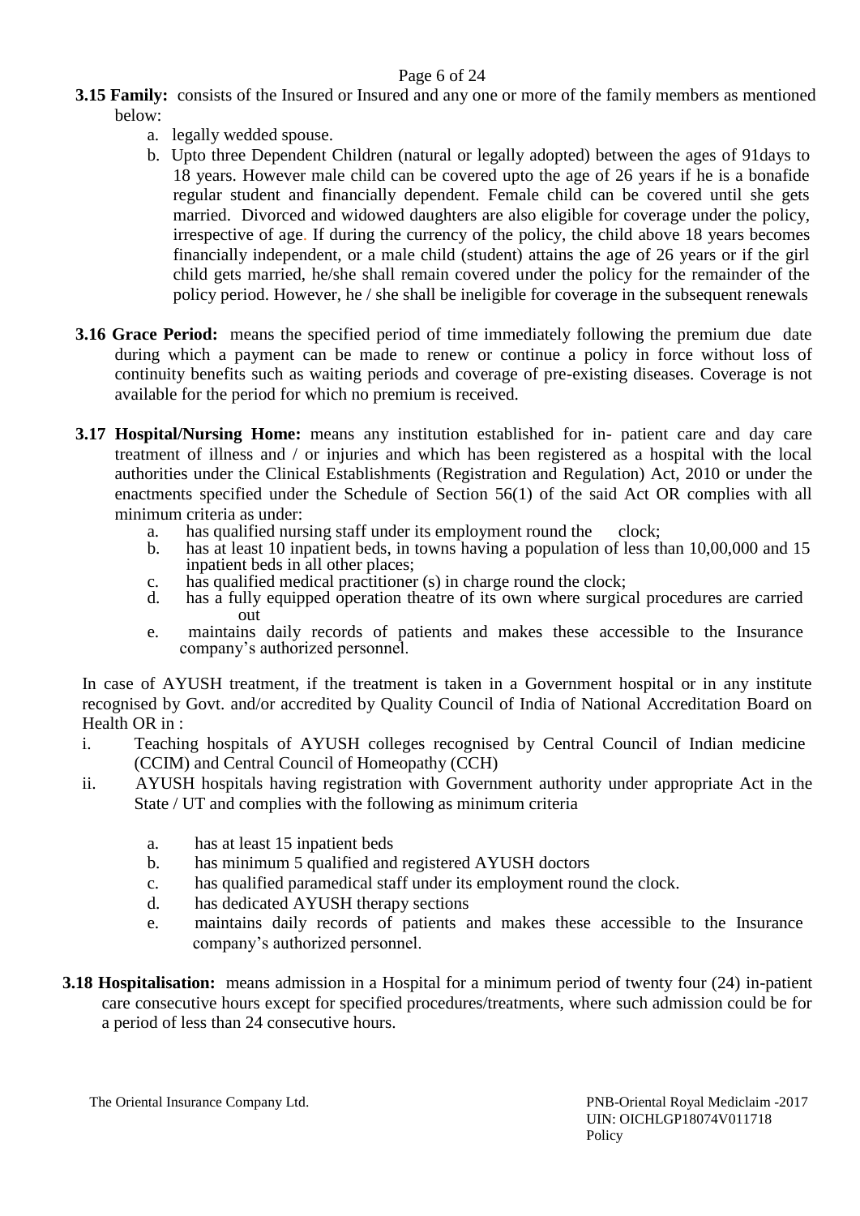**3.15 Family:** consists of the Insured or Insured and any one or more of the family members as mentioned below:

a. legally wedded spouse.

b. Upto three Dependent Children (natural or legally adopted) between the ages of 91days to 18 years. However male child can be covered upto the age of 26 years if he is a bonafide regular student and financially dependent. Female child can be covered until she gets married. Divorced and widowed daughters are also eligible for coverage under the policy, irrespective of age. If during the currency of the policy, the child above 18 years becomes financially independent, or a male child (student) attains the age of 26 years or if the girl child gets married, he/she shall remain covered under the policy for the remainder of the policy period. However, he / she shall be ineligible for coverage in the subsequent renewals

**3.16 Grace Period:** means the specified period of time immediately following the premium due date during which a payment can be made to renew or continue a policy in force without loss of continuity benefits such as waiting periods and coverage of pre-existing diseases. Coverage is not available for the period for which no premium is received.

**3.17 Hospital/Nursing Home:** means any institution established for in- patient care and day care treatment of illness and / or injuries and which has been registered as a hospital with the local authorities under the Clinical Establishments (Registration and Regulation) Act, 2010 or under the enactments specified under the Schedule of Section 56(1) of the said Act OR complies with all minimum criteria as under:

a. has qualified nursing staff under its employment round the clock;
b. has at least 10 inpatient beds, in towns having a population of less than 10,00,000 and 15 inpatient beds in all other places;
c. has qualified medical practitioner (s) in charge round the clock;
d. has a fully equipped operation theatre of its own where surgical procedures are carried out
e. maintains daily records of patients and makes these accessible to the Insurance company's authorized personnel.

In case of AYUSH treatment, if the treatment is taken in a Government hospital or in any institute recognised by Govt. and/or accredited by Quality Council of India of National Accreditation Board on Health OR in :

i. Teaching hospitals of AYUSH colleges recognised by Central Council of Indian medicine (CCIM) and Central Council of Homeopathy (CCH)
ii. AYUSH hospitals having registration with Government authority under appropriate Act in the State / UT and complies with the following as minimum criteria

a. has at least 15 inpatient beds
b. has minimum 5 qualified and registered AYUSH doctors
c. has qualified paramedical staff under its employment round the clock.
d. has dedicated AYUSH therapy sections
e. maintains daily records of patients and makes these accessible to the Insurance company's authorized personnel.

**3.18 Hospitalisation:** means admission in a Hospital for a minimum period of twenty four (24) in-patient care consecutive hours except for specified procedures/treatments, where such admission could be for a period of less than 24 consecutive hours.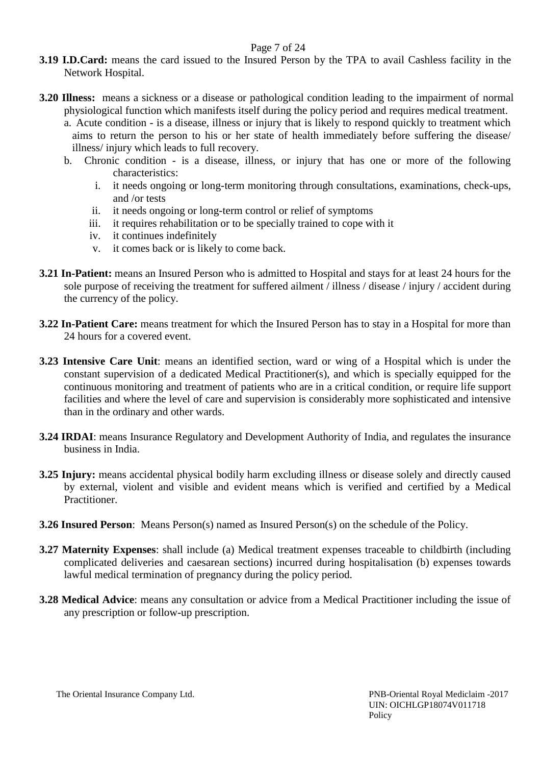**3.19 I.D.Card:** means the card issued to the Insured Person by the TPA to avail Cashless facility in the Network Hospital.

**3.20 Illness:** means a sickness or a disease or pathological condition leading to the impairment of normal physiological function which manifests itself during the policy period and requires medical treatment.

a. Acute condition - is a disease, illness or injury that is likely to respond quickly to treatment which aims to return the person to his or her state of health immediately before suffering the disease/ illness/ injury which leads to full recovery.

b. Chronic condition - is a disease, illness, or injury that has one or more of the following characteristics:

   i. it needs ongoing or long-term monitoring through consultations, examinations, check-ups, and /or tests
   ii. it needs ongoing or long-term control or relief of symptoms
   iii. it requires rehabilitation or to be specially trained to cope with it
   iv. it continues indefinitely
   v. it comes back or is likely to come back.

**3.21 In-Patient:** means an Insured Person who is admitted to Hospital and stays for at least 24 hours for the sole purpose of receiving the treatment for suffered ailment / illness / disease / injury / accident during the currency of the policy.

**3.22 In-Patient Care:** means treatment for which the Insured Person has to stay in a Hospital for more than 24 hours for a covered event.

**3.23 Intensive Care Unit**: means an identified section, ward or wing of a Hospital which is under the constant supervision of a dedicated Medical Practitioner(s), and which is specially equipped for the continuous monitoring and treatment of patients who are in a critical condition, or require life support facilities and where the level of care and supervision is considerably more sophisticated and intensive than in the ordinary and other wards.

**3.24 IRDAI**: means Insurance Regulatory and Development Authority of India, and regulates the insurance business in India.

**3.25 Injury:** means accidental physical bodily harm excluding illness or disease solely and directly caused by external, violent and visible and evident means which is verified and certified by a Medical Practitioner.

**3.26 Insured Person**: Means Person(s) named as Insured Person(s) on the schedule of the Policy.

**3.27 Maternity Expenses**: shall include (a) Medical treatment expenses traceable to childbirth (including complicated deliveries and caesarean sections) incurred during hospitalisation (b) expenses towards lawful medical termination of pregnancy during the policy period.

**3.28 Medical Advice**: means any consultation or advice from a Medical Practitioner including the issue of any prescription or follow-up prescription.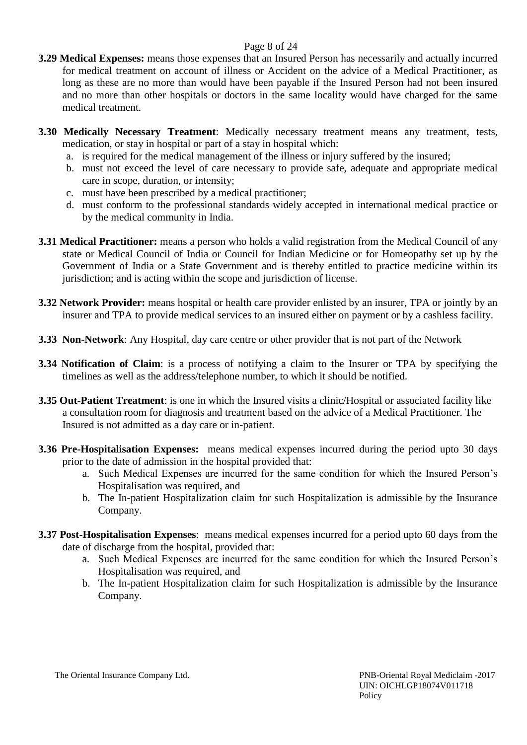**3.29 Medical Expenses:** means those expenses that an Insured Person has necessarily and actually incurred for medical treatment on account of illness or Accident on the advice of a Medical Practitioner, as long as these are no more than would have been payable if the Insured Person had not been insured and no more than other hospitals or doctors in the same locality would have charged for the same medical treatment.

**3.30 Medically Necessary Treatment**: Medically necessary treatment means any treatment, tests, medication, or stay in hospital or part of a stay in hospital which:

a. is required for the medical management of the illness or injury suffered by the insured;
b. must not exceed the level of care necessary to provide safe, adequate and appropriate medical care in scope, duration, or intensity;
c. must have been prescribed by a medical practitioner;
d. must conform to the professional standards widely accepted in international medical practice or by the medical community in India.

**3.31 Medical Practitioner:** means a person who holds a valid registration from the Medical Council of any state or Medical Council of India or Council for Indian Medicine or for Homeopathy set up by the Government of India or a State Government and is thereby entitled to practice medicine within its jurisdiction; and is acting within the scope and jurisdiction of license.

**3.32 Network Provider:** means hospital or health care provider enlisted by an insurer, TPA or jointly by an insurer and TPA to provide medical services to an insured either on payment or by a cashless facility.

**3.33 Non-Network**: Any Hospital, day care centre or other provider that is not part of the Network

**3.34 Notification of Claim**: is a process of notifying a claim to the Insurer or TPA by specifying the timelines as well as the address/telephone number, to which it should be notified.

**3.35 Out-Patient Treatment**: is one in which the Insured visits a clinic/Hospital or associated facility like a consultation room for diagnosis and treatment based on the advice of a Medical Practitioner. The Insured is not admitted as a day care or in-patient.

**3.36 Pre-Hospitalisation Expenses:** means medical expenses incurred during the period upto 30 days prior to the date of admission in the hospital provided that:

a. Such Medical Expenses are incurred for the same condition for which the Insured Person's Hospitalisation was required, and
b. The In-patient Hospitalization claim for such Hospitalization is admissible by the Insurance Company.

**3.37 Post-Hospitalisation Expenses**: means medical expenses incurred for a period upto 60 days from the date of discharge from the hospital, provided that:

a. Such Medical Expenses are incurred for the same condition for which the Insured Person's Hospitalisation was required, and
b. The In-patient Hospitalization claim for such Hospitalization is admissible by the Insurance Company.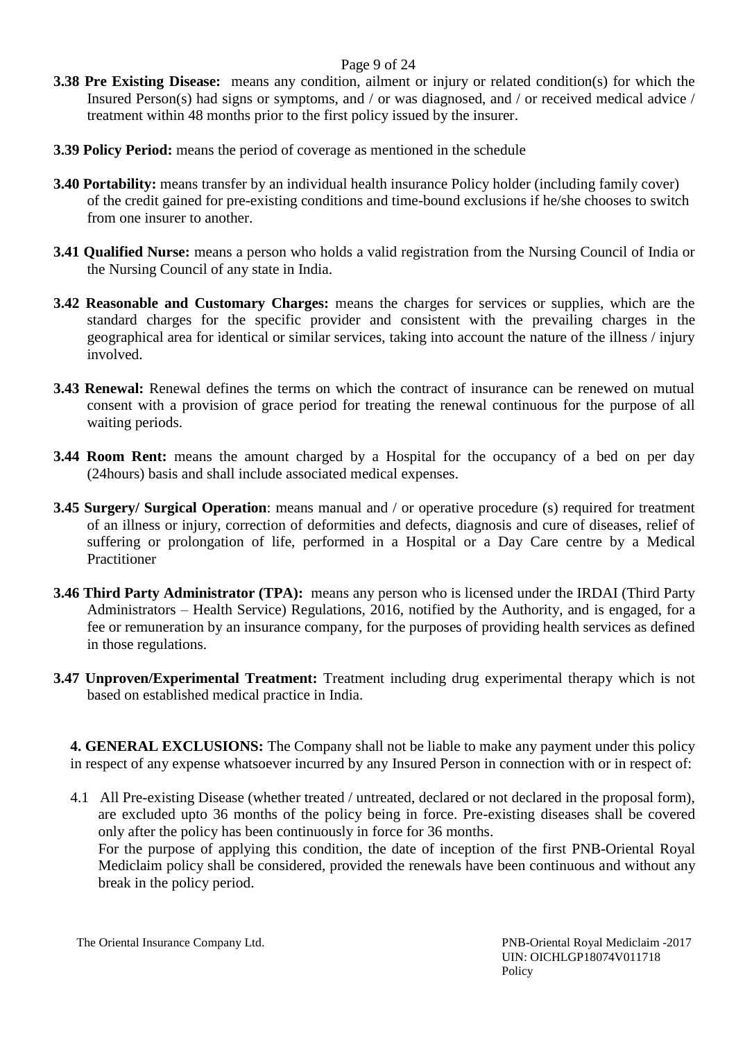**3.38 Pre Existing Disease:** means any condition, ailment or injury or related condition(s) for which the Insured Person(s) had signs or symptoms, and / or was diagnosed, and / or received medical advice / treatment within 48 months prior to the first policy issued by the insurer.

**3.39 Policy Period:** means the period of coverage as mentioned in the schedule

**3.40 Portability:** means transfer by an individual health insurance Policy holder (including family cover) of the credit gained for pre-existing conditions and time-bound exclusions if he/she chooses to switch from one insurer to another.

**3.41 Qualified Nurse:** means a person who holds a valid registration from the Nursing Council of India or the Nursing Council of any state in India.

**3.42 Reasonable and Customary Charges:** means the charges for services or supplies, which are the standard charges for the specific provider and consistent with the prevailing charges in the geographical area for identical or similar services, taking into account the nature of the illness / injury involved.

**3.43 Renewal:** Renewal defines the terms on which the contract of insurance can be renewed on mutual consent with a provision of grace period for treating the renewal continuous for the purpose of all waiting periods.

**3.44 Room Rent:** means the amount charged by a Hospital for the occupancy of a bed on per day (24hours) basis and shall include associated medical expenses.

**3.45 Surgery/ Surgical Operation**: means manual and / or operative procedure (s) required for treatment of an illness or injury, correction of deformities and defects, diagnosis and cure of diseases, relief of suffering or prolongation of life, performed in a Hospital or a Day Care centre by a Medical Practitioner

**3.46 Third Party Administrator (TPA):** means any person who is licensed under the IRDAI (Third Party Administrators – Health Service) Regulations, 2016, notified by the Authority, and is engaged, for a fee or remuneration by an insurance company, for the purposes of providing health services as defined in those regulations.

**3.47 Unproven/Experimental Treatment:** Treatment including drug experimental therapy which is not based on established medical practice in India.

**4. GENERAL EXCLUSIONS:** The Company shall not be liable to make any payment under this policy in respect of any expense whatsoever incurred by any Insured Person in connection with or in respect of:

4.1 All Pre-existing Disease (whether treated / untreated, declared or not declared in the proposal form), are excluded upto 36 months of the policy being in force. Pre-existing diseases shall be covered only after the policy has been continuously in force for 36 months.
For the purpose of applying this condition, the date of inception of the first PNB-Oriental Royal Mediclaim policy shall be considered, provided the renewals have been continuous and without any break in the policy period.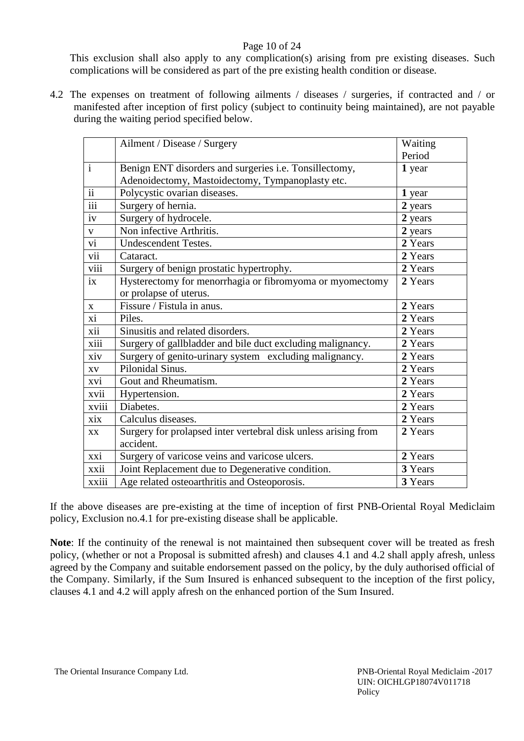This exclusion shall also apply to any complication(s) arising from pre existing diseases. Such complications will be considered as part of the pre existing health condition or disease.

4.2 The expenses on treatment of following ailments / diseases / surgeries, if contracted and / or manifested after inception of first policy (subject to continuity being maintained), are not payable during the waiting period specified below.

| | Ailment / Disease / Surgery | Waiting Period |
|---|---|---|
| i | Benign ENT disorders and surgeries i.e. Tonsillectomy, Adenoidectomy, Mastoidectomy, Tympanoplasty etc. | **1** year |
| ii | Polycystic ovarian diseases. | **1** year |
| iii | Surgery of hernia. | **2** years |
| iv | Surgery of hydrocele. | **2** years |
| v | Non infective Arthritis. | **2** years |
| vi | Undescendent Testes. | **2** Years |
| vii | Cataract. | **2** Years |
| viii | Surgery of benign prostatic hypertrophy. | **2** Years |
| ix | Hysterectomy for menorrhagia or fibromyoma or myomectomy or prolapse of uterus. | **2** Years |
| x | Fissure / Fistula in anus. | **2** Years |
| xi | Piles. | **2** Years |
| xii | Sinusitis and related disorders. | **2** Years |
| xiii | Surgery of gallbladder and bile duct excluding malignancy. | **2** Years |
| xiv | Surgery of genito-urinary system excluding malignancy. | **2** Years |
| xv | Pilonidal Sinus. | **2** Years |
| xvi | Gout and Rheumatism. | **2** Years |
| xvii | Hypertension. | **2** Years |
| xviii | Diabetes. | **2** Years |
| xix | Calculus diseases. | **2** Years |
| xx | Surgery for prolapsed inter vertebral disk unless arising from accident. | **2** Years |
| xxi | Surgery of varicose veins and varicose ulcers. | **2** Years |
| xxii | Joint Replacement due to Degenerative condition. | **3** Years |
| xxiii | Age related osteoarthritis and Osteoporosis. | **3** Years |

If the above diseases are pre-existing at the time of inception of first PNB-Oriental Royal Mediclaim policy, Exclusion no.4.1 for pre-existing disease shall be applicable.

**Note**: If the continuity of the renewal is not maintained then subsequent cover will be treated as fresh policy, (whether or not a Proposal is submitted afresh) and clauses 4.1 and 4.2 shall apply afresh, unless agreed by the Company and suitable endorsement passed on the policy, by the duly authorised official of the Company. Similarly, if the Sum Insured is enhanced subsequent to the inception of the first policy, clauses 4.1 and 4.2 will apply afresh on the enhanced portion of the Sum Insured.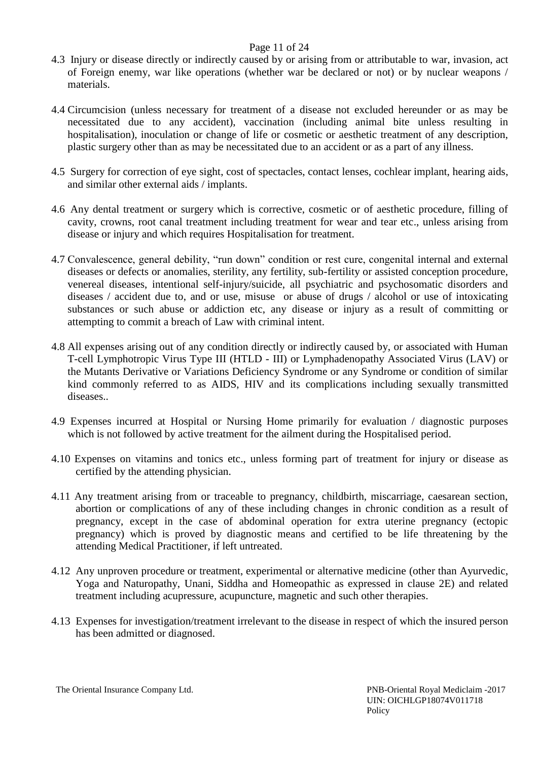4.3 Injury or disease directly or indirectly caused by or arising from or attributable to war, invasion, act of Foreign enemy, war like operations (whether war be declared or not) or by nuclear weapons / materials.

4.4 Circumcision (unless necessary for treatment of a disease not excluded hereunder or as may be necessitated due to any accident), vaccination (including animal bite unless resulting in hospitalisation), inoculation or change of life or cosmetic or aesthetic treatment of any description, plastic surgery other than as may be necessitated due to an accident or as a part of any illness.

4.5 Surgery for correction of eye sight, cost of spectacles, contact lenses, cochlear implant, hearing aids, and similar other external aids / implants.

4.6 Any dental treatment or surgery which is corrective, cosmetic or of aesthetic procedure, filling of cavity, crowns, root canal treatment including treatment for wear and tear etc., unless arising from disease or injury and which requires Hospitalisation for treatment.

4.7 Convalescence, general debility, "run down" condition or rest cure, congenital internal and external diseases or defects or anomalies, sterility, any fertility, sub-fertility or assisted conception procedure, venereal diseases, intentional self-injury/suicide, all psychiatric and psychosomatic disorders and diseases / accident due to, and or use, misuse or abuse of drugs / alcohol or use of intoxicating substances or such abuse or addiction etc, any disease or injury as a result of committing or attempting to commit a breach of Law with criminal intent.

4.8 All expenses arising out of any condition directly or indirectly caused by, or associated with Human T-cell Lymphotropic Virus Type III (HTLD - III) or Lymphadenopathy Associated Virus (LAV) or the Mutants Derivative or Variations Deficiency Syndrome or any Syndrome or condition of similar kind commonly referred to as AIDS, HIV and its complications including sexually transmitted diseases..

4.9 Expenses incurred at Hospital or Nursing Home primarily for evaluation / diagnostic purposes which is not followed by active treatment for the ailment during the Hospitalised period.

4.10 Expenses on vitamins and tonics etc., unless forming part of treatment for injury or disease as certified by the attending physician.

4.11 Any treatment arising from or traceable to pregnancy, childbirth, miscarriage, caesarean section, abortion or complications of any of these including changes in chronic condition as a result of pregnancy, except in the case of abdominal operation for extra uterine pregnancy (ectopic pregnancy) which is proved by diagnostic means and certified to be life threatening by the attending Medical Practitioner, if left untreated.

4.12 Any unproven procedure or treatment, experimental or alternative medicine (other than Ayurvedic, Yoga and Naturopathy, Unani, Siddha and Homeopathic as expressed in clause 2E) and related treatment including acupressure, acupuncture, magnetic and such other therapies.

4.13 Expenses for investigation/treatment irrelevant to the disease in respect of which the insured person has been admitted or diagnosed.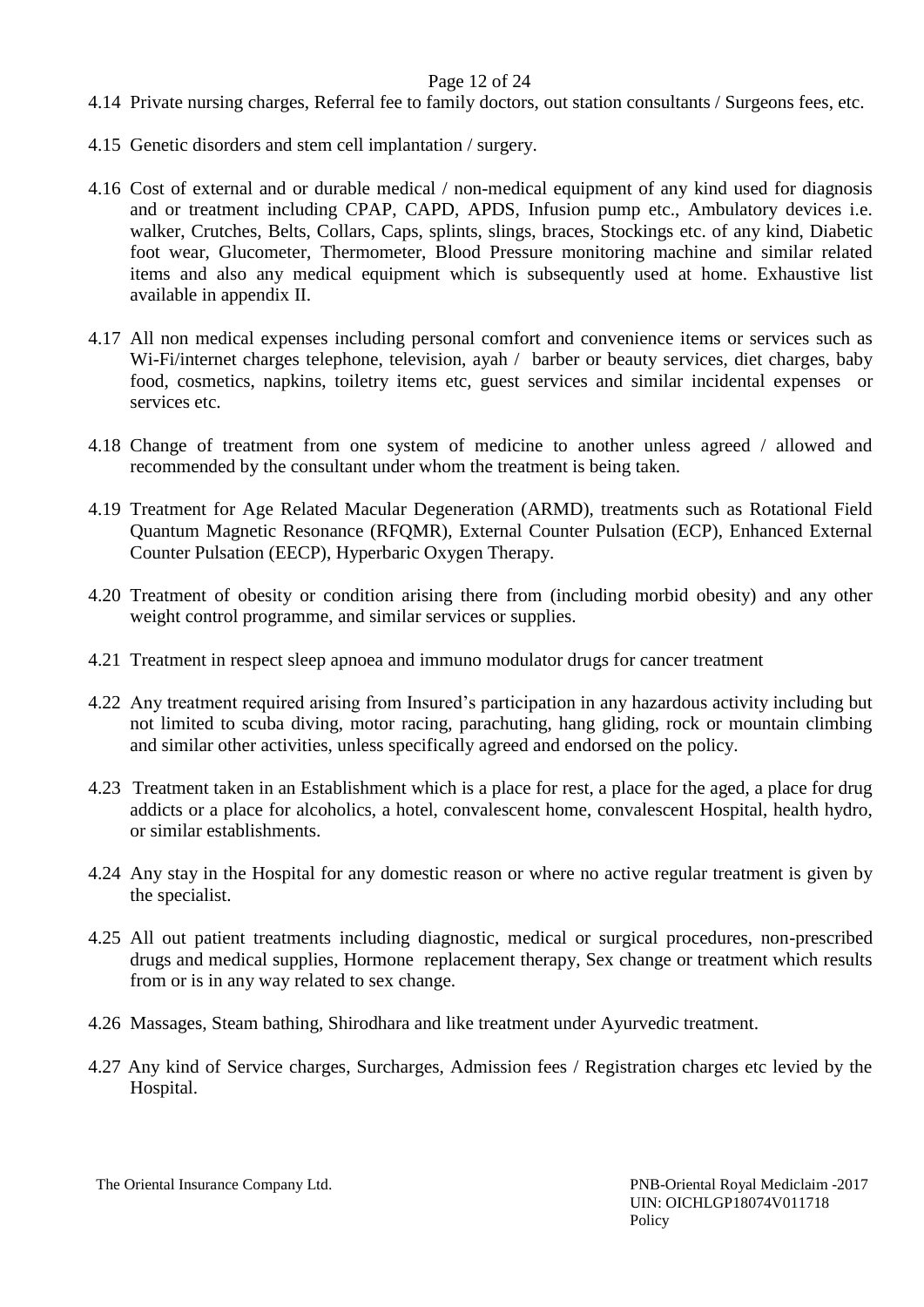4.14 Private nursing charges, Referral fee to family doctors, out station consultants / Surgeons fees, etc.

4.15 Genetic disorders and stem cell implantation / surgery.

4.16 Cost of external and or durable medical / non-medical equipment of any kind used for diagnosis and or treatment including CPAP, CAPD, APDS, Infusion pump etc., Ambulatory devices i.e. walker, Crutches, Belts, Collars, Caps, splints, slings, braces, Stockings etc. of any kind, Diabetic foot wear, Glucometer, Thermometer, Blood Pressure monitoring machine and similar related items and also any medical equipment which is subsequently used at home. Exhaustive list available in appendix II.

4.17 All non medical expenses including personal comfort and convenience items or services such as Wi-Fi/internet charges telephone, television, ayah / barber or beauty services, diet charges, baby food, cosmetics, napkins, toiletry items etc, guest services and similar incidental expenses or services etc.

4.18 Change of treatment from one system of medicine to another unless agreed / allowed and recommended by the consultant under whom the treatment is being taken.

4.19 Treatment for Age Related Macular Degeneration (ARMD), treatments such as Rotational Field Quantum Magnetic Resonance (RFQMR), External Counter Pulsation (ECP), Enhanced External Counter Pulsation (EECP), Hyperbaric Oxygen Therapy.

4.20 Treatment of obesity or condition arising there from (including morbid obesity) and any other weight control programme, and similar services or supplies.

4.21 Treatment in respect sleep apnoea and immuno modulator drugs for cancer treatment

4.22 Any treatment required arising from Insured's participation in any hazardous activity including but not limited to scuba diving, motor racing, parachuting, hang gliding, rock or mountain climbing and similar other activities, unless specifically agreed and endorsed on the policy.

4.23 Treatment taken in an Establishment which is a place for rest, a place for the aged, a place for drug addicts or a place for alcoholics, a hotel, convalescent home, convalescent Hospital, health hydro, or similar establishments.

4.24 Any stay in the Hospital for any domestic reason or where no active regular treatment is given by the specialist.

4.25 All out patient treatments including diagnostic, medical or surgical procedures, non-prescribed drugs and medical supplies, Hormone replacement therapy, Sex change or treatment which results from or is in any way related to sex change.

4.26 Massages, Steam bathing, Shirodhara and like treatment under Ayurvedic treatment.

4.27 Any kind of Service charges, Surcharges, Admission fees / Registration charges etc levied by the Hospital.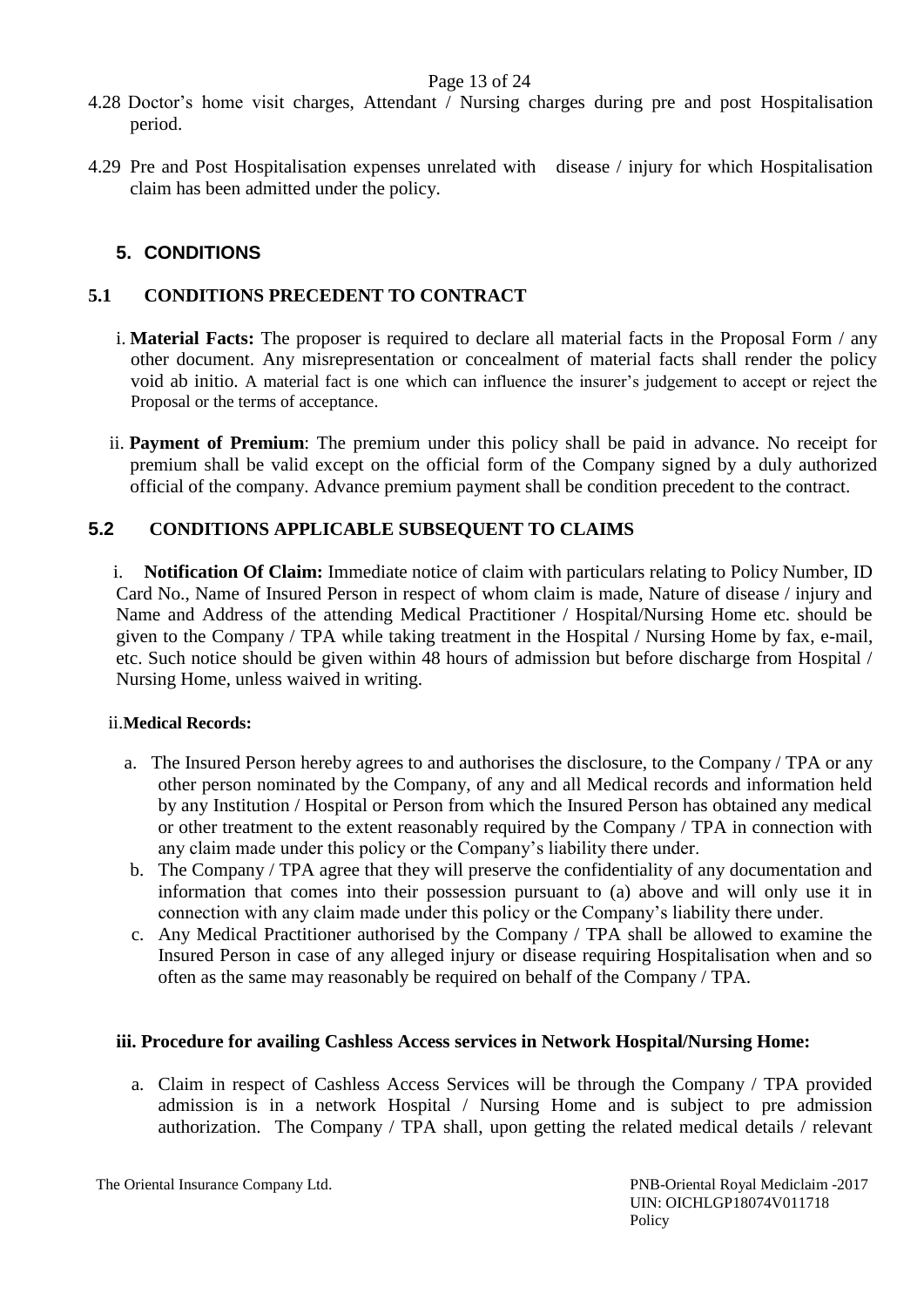4.28 Doctor's home visit charges, Attendant / Nursing charges during pre and post Hospitalisation period.

4.29 Pre and Post Hospitalisation expenses unrelated with disease / injury for which Hospitalisation claim has been admitted under the policy.

## 5. CONDITIONS

### 5.1 CONDITIONS PRECEDENT TO CONTRACT

i. **Material Facts:** The proposer is required to declare all material facts in the Proposal Form / any other document. Any misrepresentation or concealment of material facts shall render the policy void ab initio. A material fact is one which can influence the insurer's judgement to accept or reject the Proposal or the terms of acceptance.

ii. **Payment of Premium**: The premium under this policy shall be paid in advance. No receipt for premium shall be valid except on the official form of the Company signed by a duly authorized official of the company. Advance premium payment shall be condition precedent to the contract.

### 5.2 CONDITIONS APPLICABLE SUBSEQUENT TO CLAIMS

i. **Notification Of Claim:** Immediate notice of claim with particulars relating to Policy Number, ID Card No., Name of Insured Person in respect of whom claim is made, Nature of disease / injury and Name and Address of the attending Medical Practitioner / Hospital/Nursing Home etc. should be given to the Company / TPA while taking treatment in the Hospital / Nursing Home by fax, e-mail, etc. Such notice should be given within 48 hours of admission but before discharge from Hospital / Nursing Home, unless waived in writing.

ii. **Medical Records:**

a. The Insured Person hereby agrees to and authorises the disclosure, to the Company / TPA or any other person nominated by the Company, of any and all Medical records and information held by any Institution / Hospital or Person from which the Insured Person has obtained any medical or other treatment to the extent reasonably required by the Company / TPA in connection with any claim made under this policy or the Company's liability there under.

b. The Company / TPA agree that they will preserve the confidentiality of any documentation and information that comes into their possession pursuant to (a) above and will only use it in connection with any claim made under this policy or the Company's liability there under.

c. Any Medical Practitioner authorised by the Company / TPA shall be allowed to examine the Insured Person in case of any alleged injury or disease requiring Hospitalisation when and so often as the same may reasonably be required on behalf of the Company / TPA.

**iii. Procedure for availing Cashless Access services in Network Hospital/Nursing Home:**

a. Claim in respect of Cashless Access Services will be through the Company / TPA provided admission is in a network Hospital / Nursing Home and is subject to pre admission authorization. The Company / TPA shall, upon getting the related medical details / relevant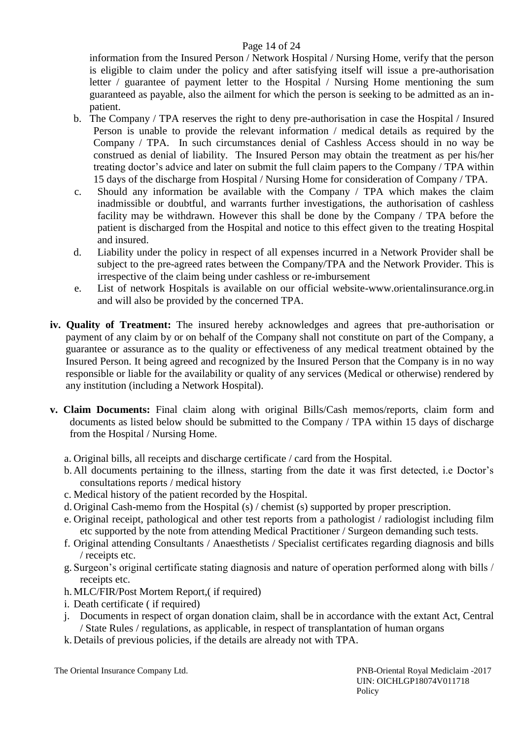information from the Insured Person / Network Hospital / Nursing Home, verify that the person is eligible to claim under the policy and after satisfying itself will issue a pre-authorisation letter / guarantee of payment letter to the Hospital / Nursing Home mentioning the sum guaranteed as payable, also the ailment for which the person is seeking to be admitted as an in-patient.

b. The Company / TPA reserves the right to deny pre-authorisation in case the Hospital / Insured Person is unable to provide the relevant information / medical details as required by the Company / TPA. In such circumstances denial of Cashless Access should in no way be construed as denial of liability. The Insured Person may obtain the treatment as per his/her treating doctor's advice and later on submit the full claim papers to the Company / TPA within 15 days of the discharge from Hospital / Nursing Home for consideration of Company / TPA.

c. Should any information be available with the Company / TPA which makes the claim inadmissible or doubtful, and warrants further investigations, the authorisation of cashless facility may be withdrawn. However this shall be done by the Company / TPA before the patient is discharged from the Hospital and notice to this effect given to the treating Hospital and insured.

d. Liability under the policy in respect of all expenses incurred in a Network Provider shall be subject to the pre-agreed rates between the Company/TPA and the Network Provider. This is irrespective of the claim being under cashless or re-imbursement

e. List of network Hospitals is available on our official website-www.orientalinsurance.org.in and will also be provided by the concerned TPA.

**iv. Quality of Treatment:** The insured hereby acknowledges and agrees that pre-authorisation or payment of any claim by or on behalf of the Company shall not constitute on part of the Company, a guarantee or assurance as to the quality or effectiveness of any medical treatment obtained by the Insured Person. It being agreed and recognized by the Insured Person that the Company is in no way responsible or liable for the availability or quality of any services (Medical or otherwise) rendered by any institution (including a Network Hospital).

**v. Claim Documents:** Final claim along with original Bills/Cash memos/reports, claim form and documents as listed below should be submitted to the Company / TPA within 15 days of discharge from the Hospital / Nursing Home.

a. Original bills, all receipts and discharge certificate / card from the Hospital.

b. All documents pertaining to the illness, starting from the date it was first detected, i.e Doctor's consultations reports / medical history

c. Medical history of the patient recorded by the Hospital.

d. Original Cash-memo from the Hospital (s) / chemist (s) supported by proper prescription.

e. Original receipt, pathological and other test reports from a pathologist / radiologist including film etc supported by the note from attending Medical Practitioner / Surgeon demanding such tests.

f. Original attending Consultants / Anaesthetists / Specialist certificates regarding diagnosis and bills / receipts etc.

g. Surgeon's original certificate stating diagnosis and nature of operation performed along with bills / receipts etc.

h. MLC/FIR/Post Mortem Report,( if required)

i. Death certificate ( if required)

j. Documents in respect of organ donation claim, shall be in accordance with the extant Act, Central / State Rules / regulations, as applicable, in respect of transplantation of human organs

k. Details of previous policies, if the details are already not with TPA.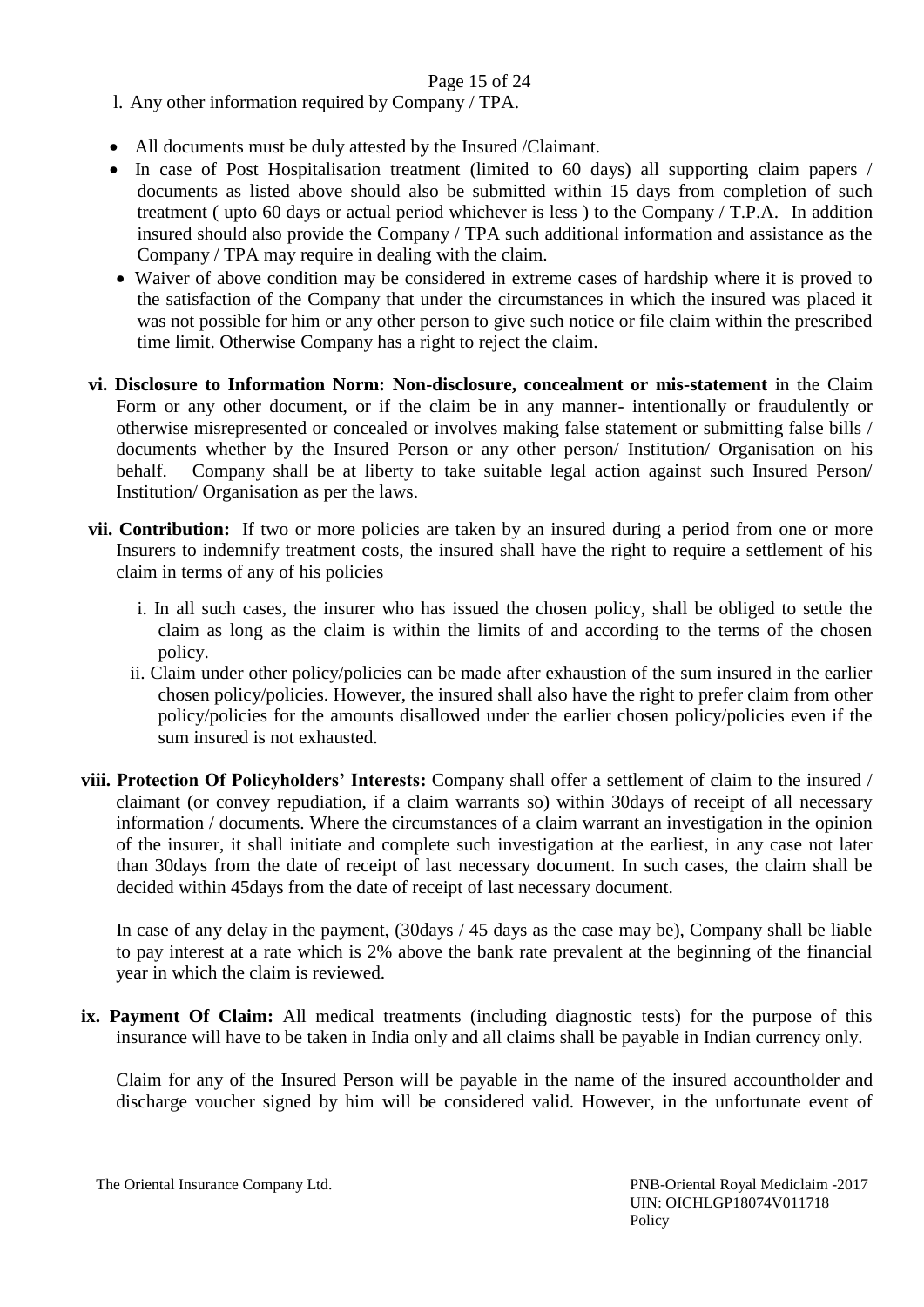l. Any other information required by Company / TPA.

- All documents must be duly attested by the Insured /Claimant.
- In case of Post Hospitalisation treatment (limited to 60 days) all supporting claim papers / documents as listed above should also be submitted within 15 days from completion of such treatment ( upto 60 days or actual period whichever is less ) to the Company / T.P.A. In addition insured should also provide the Company / TPA such additional information and assistance as the Company / TPA may require in dealing with the claim.
- Waiver of above condition may be considered in extreme cases of hardship where it is proved to the satisfaction of the Company that under the circumstances in which the insured was placed it was not possible for him or any other person to give such notice or file claim within the prescribed time limit. Otherwise Company has a right to reject the claim.

**vi. Disclosure to Information Norm: Non-disclosure, concealment or mis-statement** in the Claim Form or any other document, or if the claim be in any manner- intentionally or fraudulently or otherwise misrepresented or concealed or involves making false statement or submitting false bills / documents whether by the Insured Person or any other person/ Institution/ Organisation on his behalf. Company shall be at liberty to take suitable legal action against such Insured Person/ Institution/ Organisation as per the laws.

**vii. Contribution:** If two or more policies are taken by an insured during a period from one or more Insurers to indemnify treatment costs, the insured shall have the right to require a settlement of his claim in terms of any of his policies

i. In all such cases, the insurer who has issued the chosen policy, shall be obliged to settle the claim as long as the claim is within the limits of and according to the terms of the chosen policy.

ii. Claim under other policy/policies can be made after exhaustion of the sum insured in the earlier chosen policy/policies. However, the insured shall also have the right to prefer claim from other policy/policies for the amounts disallowed under the earlier chosen policy/policies even if the sum insured is not exhausted.

**viii. Protection Of Policyholders' Interests:** Company shall offer a settlement of claim to the insured / claimant (or convey repudiation, if a claim warrants so) within 30days of receipt of all necessary information / documents. Where the circumstances of a claim warrant an investigation in the opinion of the insurer, it shall initiate and complete such investigation at the earliest, in any case not later than 30days from the date of receipt of last necessary document. In such cases, the claim shall be decided within 45days from the date of receipt of last necessary document.

In case of any delay in the payment, (30days / 45 days as the case may be), Company shall be liable to pay interest at a rate which is 2% above the bank rate prevalent at the beginning of the financial year in which the claim is reviewed.

**ix. Payment Of Claim:** All medical treatments (including diagnostic tests) for the purpose of this insurance will have to be taken in India only and all claims shall be payable in Indian currency only.

Claim for any of the Insured Person will be payable in the name of the insured accountholder and discharge voucher signed by him will be considered valid. However, in the unfortunate event of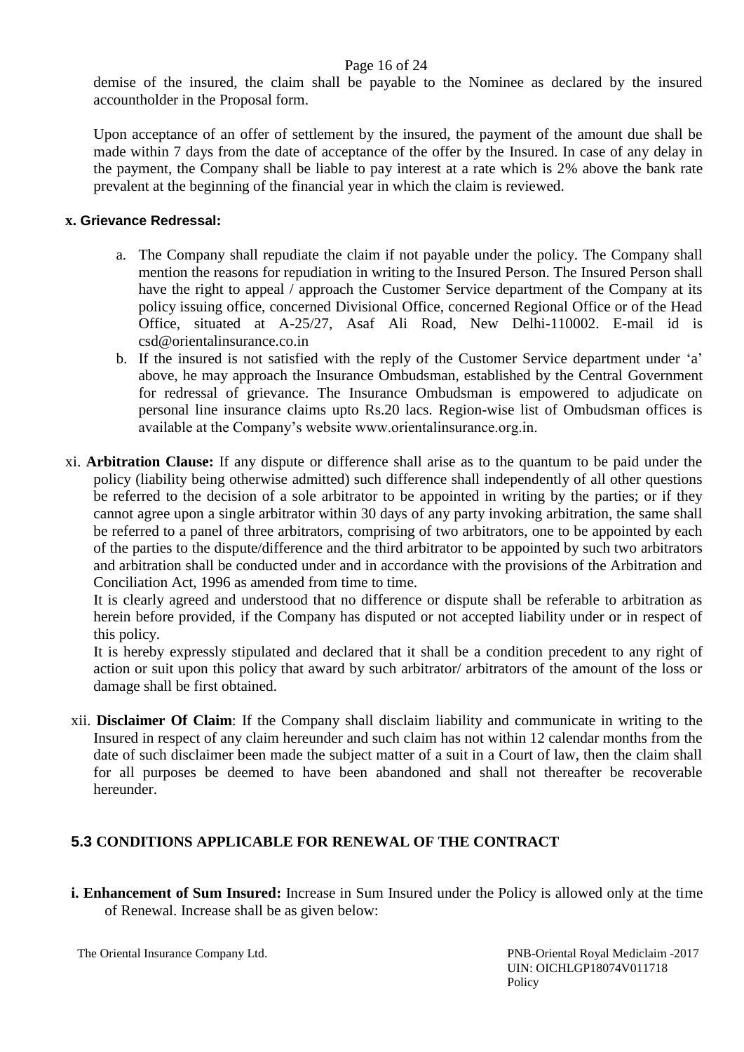demise of the insured, the claim shall be payable to the Nominee as declared by the insured accountholder in the Proposal form.

Upon acceptance of an offer of settlement by the insured, the payment of the amount due shall be made within 7 days from the date of acceptance of the offer by the Insured. In case of any delay in the payment, the Company shall be liable to pay interest at a rate which is 2% above the bank rate prevalent at the beginning of the financial year in which the claim is reviewed.

**x. Grievance Redressal:**

a. The Company shall repudiate the claim if not payable under the policy. The Company shall mention the reasons for repudiation in writing to the Insured Person. The Insured Person shall have the right to appeal / approach the Customer Service department of the Company at its policy issuing office, concerned Divisional Office, concerned Regional Office or of the Head Office, situated at A-25/27, Asaf Ali Road, New Delhi-110002. E-mail id is csd@orientalinsurance.co.in
b. If the insured is not satisfied with the reply of the Customer Service department under 'a' above, he may approach the Insurance Ombudsman, established by the Central Government for redressal of grievance. The Insurance Ombudsman is empowered to adjudicate on personal line insurance claims upto Rs.20 lacs. Region-wise list of Ombudsman offices is available at the Company's website www.orientalinsurance.org.in.

xi. **Arbitration Clause:** If any dispute or difference shall arise as to the quantum to be paid under the policy (liability being otherwise admitted) such difference shall independently of all other questions be referred to the decision of a sole arbitrator to be appointed in writing by the parties; or if they cannot agree upon a single arbitrator within 30 days of any party invoking arbitration, the same shall be referred to a panel of three arbitrators, comprising of two arbitrators, one to be appointed by each of the parties to the dispute/difference and the third arbitrator to be appointed by such two arbitrators and arbitration shall be conducted under and in accordance with the provisions of the Arbitration and Conciliation Act, 1996 as amended from time to time.

It is clearly agreed and understood that no difference or dispute shall be referable to arbitration as herein before provided, if the Company has disputed or not accepted liability under or in respect of this policy.

It is hereby expressly stipulated and declared that it shall be a condition precedent to any right of action or suit upon this policy that award by such arbitrator/ arbitrators of the amount of the loss or damage shall be first obtained.

xii. **Disclaimer Of Claim**: If the Company shall disclaim liability and communicate in writing to the Insured in respect of any claim hereunder and such claim has not within 12 calendar months from the date of such disclaimer been made the subject matter of a suit in a Court of law, then the claim shall for all purposes be deemed to have been abandoned and shall not thereafter be recoverable hereunder.

## 5.3 CONDITIONS APPLICABLE FOR RENEWAL OF THE CONTRACT

**i. Enhancement of Sum Insured:** Increase in Sum Insured under the Policy is allowed only at the time of Renewal. Increase shall be as given below: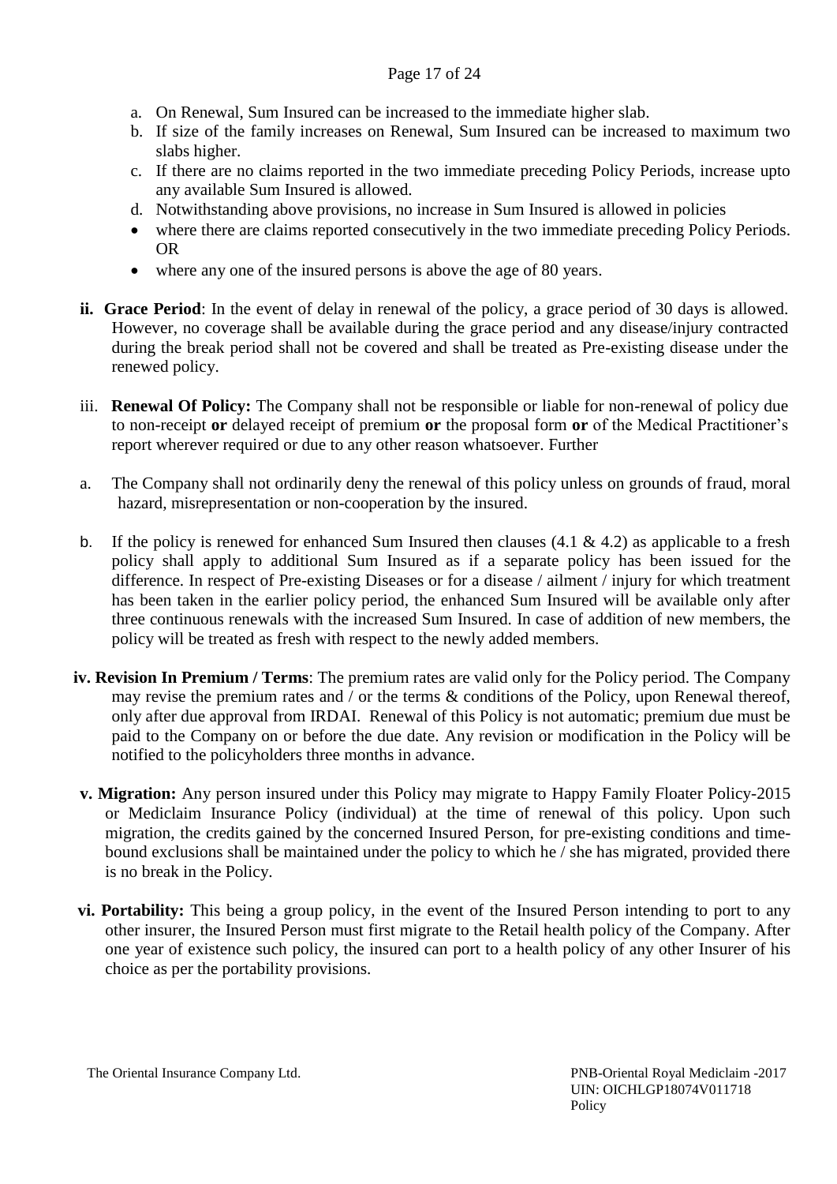a. On Renewal, Sum Insured can be increased to the immediate higher slab.
b. If size of the family increases on Renewal, Sum Insured can be increased to maximum two slabs higher.
c. If there are no claims reported in the two immediate preceding Policy Periods, increase upto any available Sum Insured is allowed.
d. Notwithstanding above provisions, no increase in Sum Insured is allowed in policies
   - where there are claims reported consecutively in the two immediate preceding Policy Periods. OR
   - where any one of the insured persons is above the age of 80 years.

**ii. Grace Period**: In the event of delay in renewal of the policy, a grace period of 30 days is allowed. However, no coverage shall be available during the grace period and any disease/injury contracted during the break period shall not be covered and shall be treated as Pre-existing disease under the renewed policy.

iii. **Renewal Of Policy:** The Company shall not be responsible or liable for non-renewal of policy due to non-receipt **or** delayed receipt of premium **or** the proposal form **or** of the Medical Practitioner's report wherever required or due to any other reason whatsoever. Further

a. The Company shall not ordinarily deny the renewal of this policy unless on grounds of fraud, moral hazard, misrepresentation or non-cooperation by the insured.

b. If the policy is renewed for enhanced Sum Insured then clauses (4.1 & 4.2) as applicable to a fresh policy shall apply to additional Sum Insured as if a separate policy has been issued for the difference. In respect of Pre-existing Diseases or for a disease / ailment / injury for which treatment has been taken in the earlier policy period, the enhanced Sum Insured will be available only after three continuous renewals with the increased Sum Insured. In case of addition of new members, the policy will be treated as fresh with respect to the newly added members.

**iv. Revision In Premium / Terms**: The premium rates are valid only for the Policy period. The Company may revise the premium rates and / or the terms & conditions of the Policy, upon Renewal thereof, only after due approval from IRDAI. Renewal of this Policy is not automatic; premium due must be paid to the Company on or before the due date. Any revision or modification in the Policy will be notified to the policyholders three months in advance.

**v. Migration:** Any person insured under this Policy may migrate to Happy Family Floater Policy-2015 or Mediclaim Insurance Policy (individual) at the time of renewal of this policy. Upon such migration, the credits gained by the concerned Insured Person, for pre-existing conditions and time-bound exclusions shall be maintained under the policy to which he / she has migrated, provided there is no break in the Policy.

**vi. Portability:** This being a group policy, in the event of the Insured Person intending to port to any other insurer, the Insured Person must first migrate to the Retail health policy of the Company. After one year of existence such policy, the insured can port to a health policy of any other Insurer of his choice as per the portability provisions.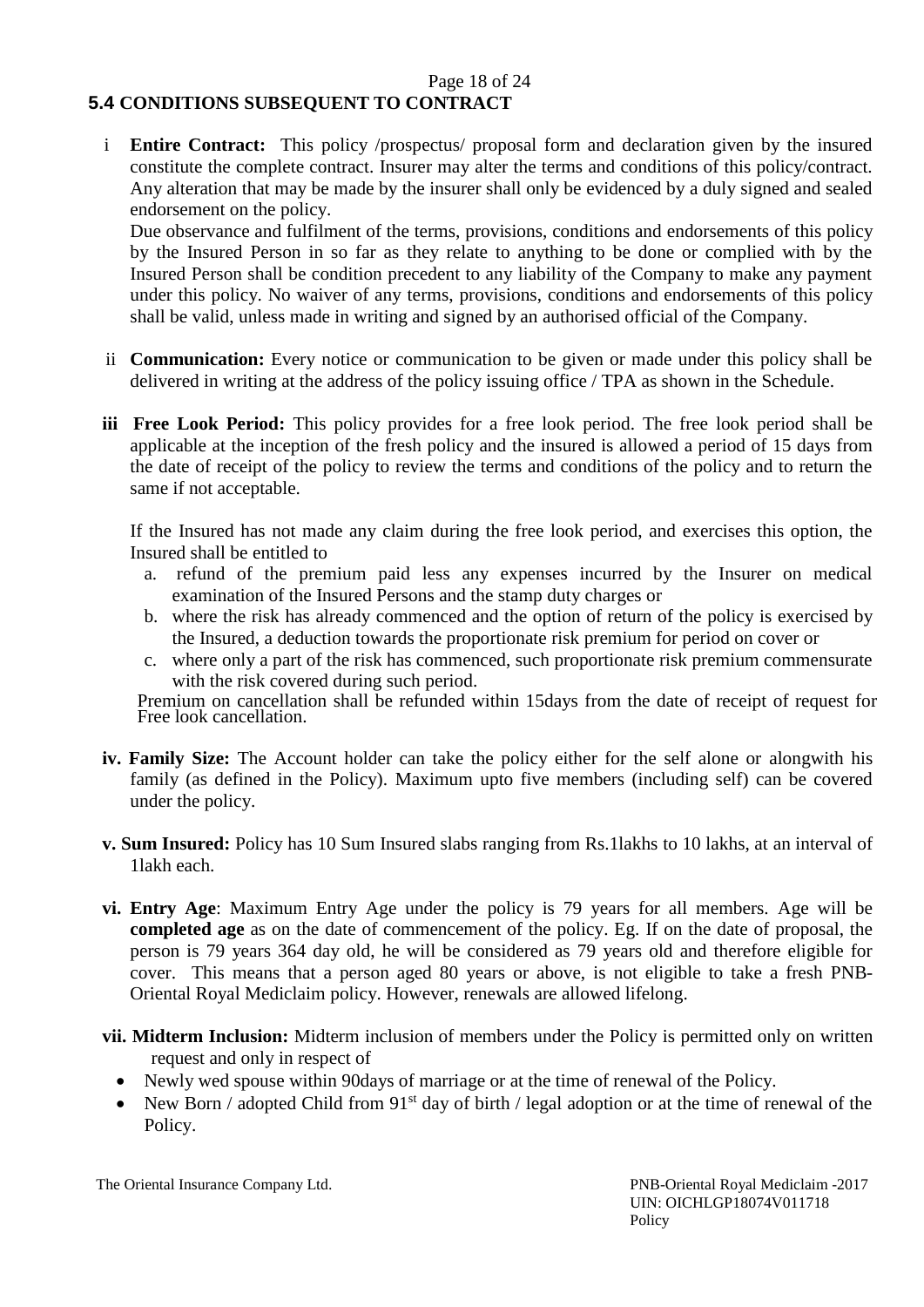## 5.4 CONDITIONS SUBSEQUENT TO CONTRACT

i **Entire Contract:** This policy /prospectus/ proposal form and declaration given by the insured constitute the complete contract. Insurer may alter the terms and conditions of this policy/contract. Any alteration that may be made by the insurer shall only be evidenced by a duly signed and sealed endorsement on the policy.

Due observance and fulfilment of the terms, provisions, conditions and endorsements of this policy by the Insured Person in so far as they relate to anything to be done or complied with by the Insured Person shall be condition precedent to any liability of the Company to make any payment under this policy. No waiver of any terms, provisions, conditions and endorsements of this policy shall be valid, unless made in writing and signed by an authorised official of the Company.

ii **Communication:** Every notice or communication to be given or made under this policy shall be delivered in writing at the address of the policy issuing office / TPA as shown in the Schedule.

**iii Free Look Period:** This policy provides for a free look period. The free look period shall be applicable at the inception of the fresh policy and the insured is allowed a period of 15 days from the date of receipt of the policy to review the terms and conditions of the policy and to return the same if not acceptable.

If the Insured has not made any claim during the free look period, and exercises this option, the Insured shall be entitled to

a. refund of the premium paid less any expenses incurred by the Insurer on medical examination of the Insured Persons and the stamp duty charges or
b. where the risk has already commenced and the option of return of the policy is exercised by the Insured, a deduction towards the proportionate risk premium for period on cover or
c. where only a part of the risk has commenced, such proportionate risk premium commensurate with the risk covered during such period.

Premium on cancellation shall be refunded within 15days from the date of receipt of request for Free look cancellation.

**iv. Family Size:** The Account holder can take the policy either for the self alone or alongwith his family (as defined in the Policy). Maximum upto five members (including self) can be covered under the policy.

**v. Sum Insured:** Policy has 10 Sum Insured slabs ranging from Rs.1lakhs to 10 lakhs, at an interval of 1lakh each.

**vi. Entry Age**: Maximum Entry Age under the policy is 79 years for all members. Age will be **completed age** as on the date of commencement of the policy. Eg. If on the date of proposal, the person is 79 years 364 day old, he will be considered as 79 years old and therefore eligible for cover. This means that a person aged 80 years or above, is not eligible to take a fresh PNB-Oriental Royal Mediclaim policy. However, renewals are allowed lifelong.

**vii. Midterm Inclusion:** Midterm inclusion of members under the Policy is permitted only on written request and only in respect of

- Newly wed spouse within 90days of marriage or at the time of renewal of the Policy.
- New Born / adopted Child from 91st day of birth / legal adoption or at the time of renewal of the Policy.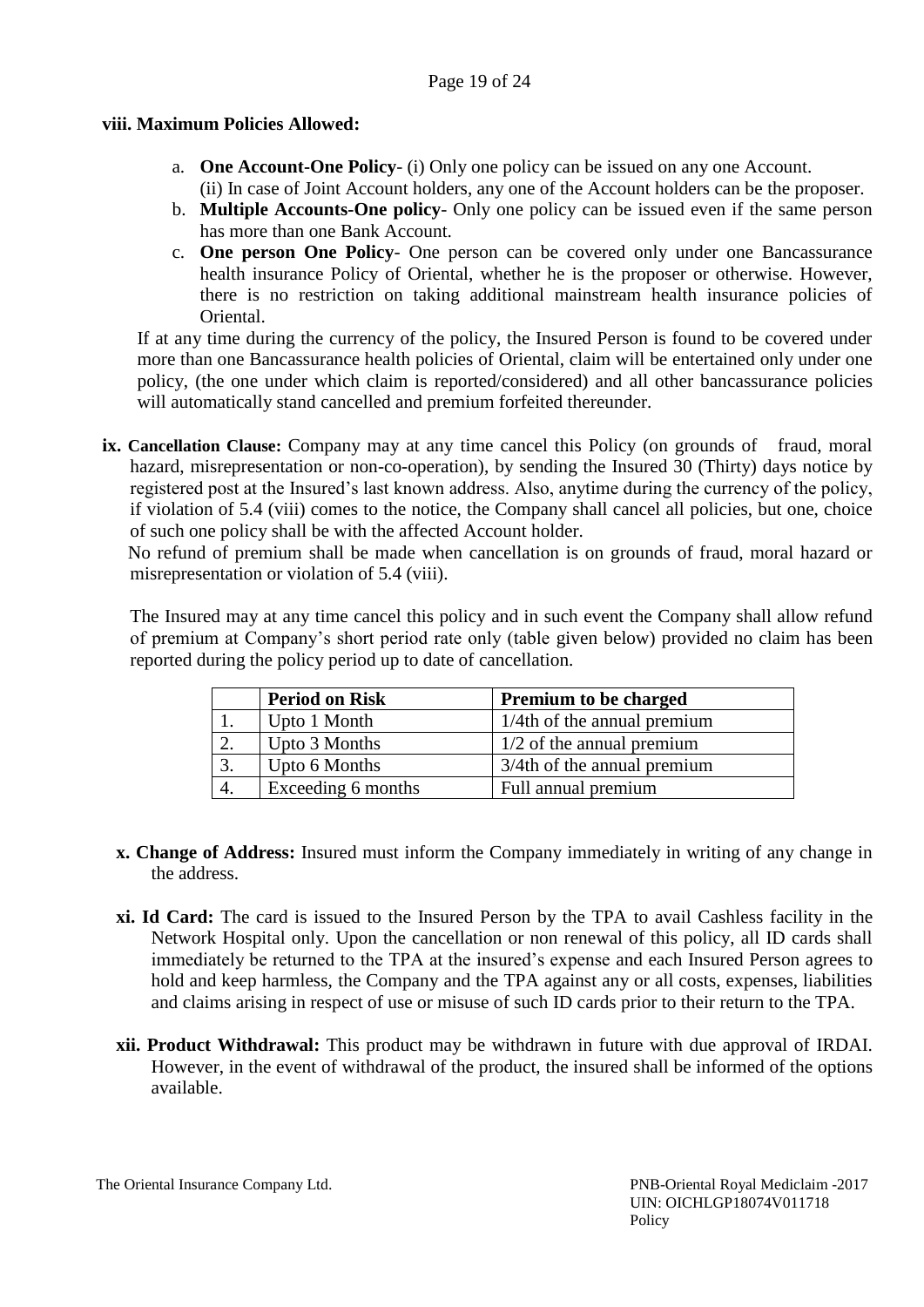**viii. Maximum Policies Allowed:**

a. **One Account-One Policy**- (i) Only one policy can be issued on any one Account.
   (ii) In case of Joint Account holders, any one of the Account holders can be the proposer.
b. **Multiple Accounts-One policy**- Only one policy can be issued even if the same person has more than one Bank Account.
c. **One person One Policy**- One person can be covered only under one Bancassurance health insurance Policy of Oriental, whether he is the proposer or otherwise. However, there is no restriction on taking additional mainstream health insurance policies of Oriental.

If at any time during the currency of the policy, the Insured Person is found to be covered under more than one Bancassurance health policies of Oriental, claim will be entertained only under one policy, (the one under which claim is reported/considered) and all other bancassurance policies will automatically stand cancelled and premium forfeited thereunder.

**ix. Cancellation Clause:** Company may at any time cancel this Policy (on grounds of fraud, moral hazard, misrepresentation or non-co-operation), by sending the Insured 30 (Thirty) days notice by registered post at the Insured's last known address. Also, anytime during the currency of the policy, if violation of 5.4 (viii) comes to the notice, the Company shall cancel all policies, but one, choice of such one policy shall be with the affected Account holder.

No refund of premium shall be made when cancellation is on grounds of fraud, moral hazard or misrepresentation or violation of 5.4 (viii).

The Insured may at any time cancel this policy and in such event the Company shall allow refund of premium at Company's short period rate only (table given below) provided no claim has been reported during the policy period up to date of cancellation.

| | Period on Risk | Premium to be charged |
|---|---|---|
| 1. | Upto 1 Month | 1/4th of the annual premium |
| 2. | Upto 3 Months | 1/2 of the annual premium |
| 3. | Upto 6 Months | 3/4th of the annual premium |
| 4. | Exceeding 6 months | Full annual premium |

**x. Change of Address:** Insured must inform the Company immediately in writing of any change in the address.

**xi. Id Card:** The card is issued to the Insured Person by the TPA to avail Cashless facility in the Network Hospital only. Upon the cancellation or non renewal of this policy, all ID cards shall immediately be returned to the TPA at the insured's expense and each Insured Person agrees to hold and keep harmless, the Company and the TPA against any or all costs, expenses, liabilities and claims arising in respect of use or misuse of such ID cards prior to their return to the TPA.

**xii. Product Withdrawal:** This product may be withdrawn in future with due approval of IRDAI. However, in the event of withdrawal of the product, the insured shall be informed of the options available.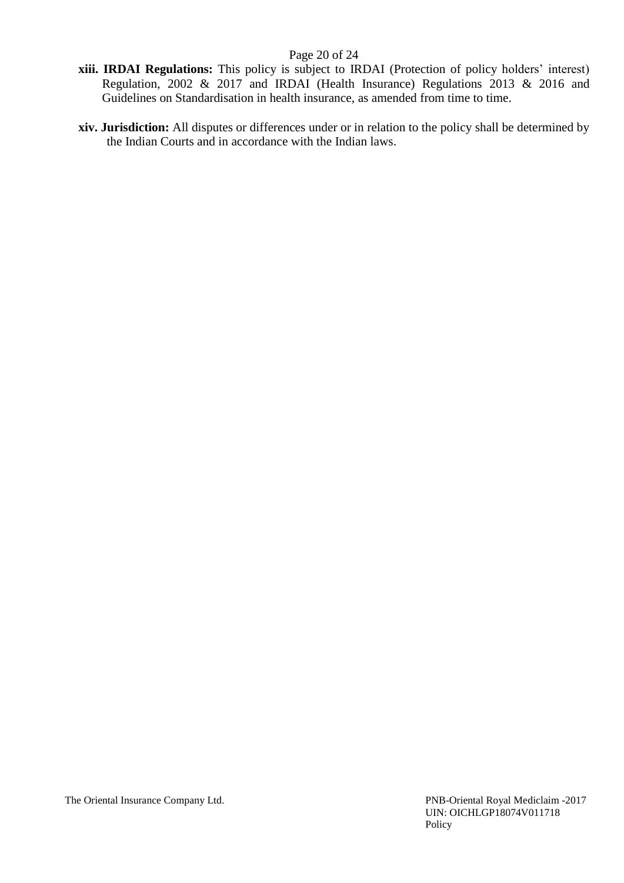**xiii. IRDAI Regulations:** This policy is subject to IRDAI (Protection of policy holders' interest) Regulation, 2002 & 2017 and IRDAI (Health Insurance) Regulations 2013 & 2016 and Guidelines on Standardisation in health insurance, as amended from time to time.

**xiv. Jurisdiction:** All disputes or differences under or in relation to the policy shall be determined by the Indian Courts and in accordance with the Indian laws.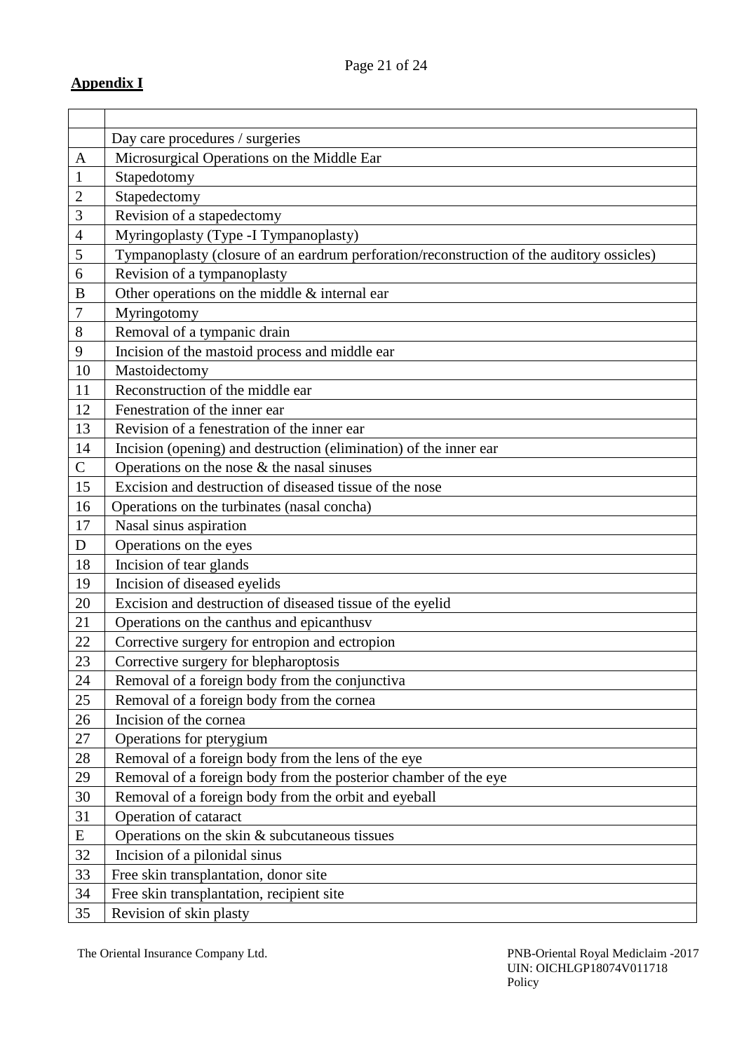**Appendix I**

| | |
|---|---|
| | Day care procedures / surgeries |
| A | Microsurgical Operations on the Middle Ear |
| 1 | Stapedotomy |
| 2 | Stapedectomy |
| 3 | Revision of a stapedectomy |
| 4 | Myringoplasty (Type -I Tympanoplasty) |
| 5 | Tympanoplasty (closure of an eardrum perforation/reconstruction of the auditory ossicles) |
| 6 | Revision of a tympanoplasty |
| B | Other operations on the middle & internal ear |
| 7 | Myringotomy |
| 8 | Removal of a tympanic drain |
| 9 | Incision of the mastoid process and middle ear |
| 10 | Mastoidectomy |
| 11 | Reconstruction of the middle ear |
| 12 | Fenestration of the inner ear |
| 13 | Revision of a fenestration of the inner ear |
| 14 | Incision (opening) and destruction (elimination) of the inner ear |
| C | Operations on the nose & the nasal sinuses |
| 15 | Excision and destruction of diseased tissue of the nose |
| 16 | Operations on the turbinates (nasal concha) |
| 17 | Nasal sinus aspiration |
| D | Operations on the eyes |
| 18 | Incision of tear glands |
| 19 | Incision of diseased eyelids |
| 20 | Excision and destruction of diseased tissue of the eyelid |
| 21 | Operations on the canthus and epicanthusv |
| 22 | Corrective surgery for entropion and ectropion |
| 23 | Corrective surgery for blepharoptosis |
| 24 | Removal of a foreign body from the conjunctiva |
| 25 | Removal of a foreign body from the cornea |
| 26 | Incision of the cornea |
| 27 | Operations for pterygium |
| 28 | Removal of a foreign body from the lens of the eye |
| 29 | Removal of a foreign body from the posterior chamber of the eye |
| 30 | Removal of a foreign body from the orbit and eyeball |
| 31 | Operation of cataract |
| E | Operations on the skin & subcutaneous tissues |
| 32 | Incision of a pilonidal sinus |
| 33 | Free skin transplantation, donor site |
| 34 | Free skin transplantation, recipient site |
| 35 | Revision of skin plasty |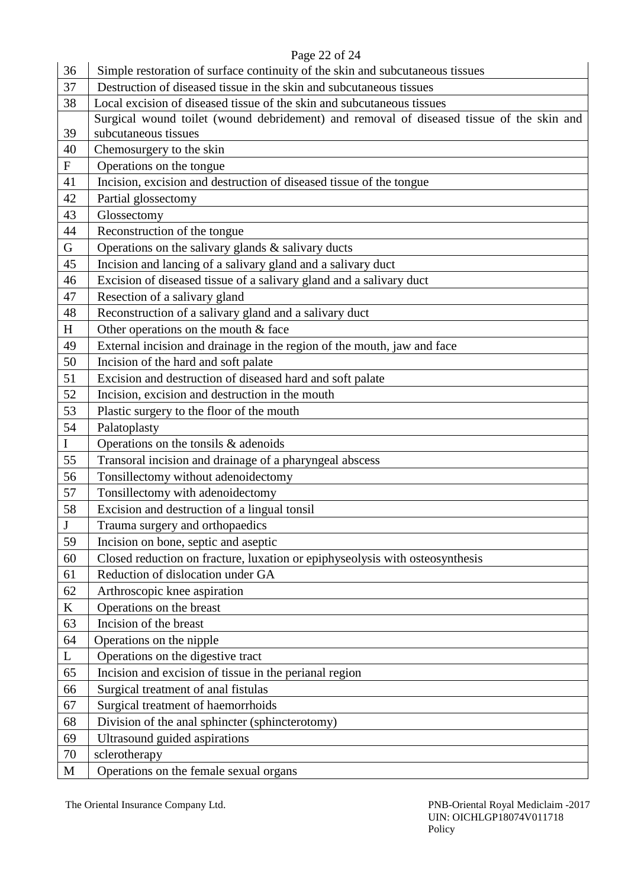| | |
|---|---|
| 36 | Simple restoration of surface continuity of the skin and subcutaneous tissues |
| 37 | Destruction of diseased tissue in the skin and subcutaneous tissues |
| 38 | Local excision of diseased tissue of the skin and subcutaneous tissues |
| 39 | Surgical wound toilet (wound debridement) and removal of diseased tissue of the skin and subcutaneous tissues |
| 40 | Chemosurgery to the skin |
| F | Operations on the tongue |
| 41 | Incision, excision and destruction of diseased tissue of the tongue |
| 42 | Partial glossectomy |
| 43 | Glossectomy |
| 44 | Reconstruction of the tongue |
| G | Operations on the salivary glands & salivary ducts |
| 45 | Incision and lancing of a salivary gland and a salivary duct |
| 46 | Excision of diseased tissue of a salivary gland and a salivary duct |
| 47 | Resection of a salivary gland |
| 48 | Reconstruction of a salivary gland and a salivary duct |
| H | Other operations on the mouth & face |
| 49 | External incision and drainage in the region of the mouth, jaw and face |
| 50 | Incision of the hard and soft palate |
| 51 | Excision and destruction of diseased hard and soft palate |
| 52 | Incision, excision and destruction in the mouth |
| 53 | Plastic surgery to the floor of the mouth |
| 54 | Palatoplasty |
| I | Operations on the tonsils & adenoids |
| 55 | Transoral incision and drainage of a pharyngeal abscess |
| 56 | Tonsillectomy without adenoidectomy |
| 57 | Tonsillectomy with adenoidectomy |
| 58 | Excision and destruction of a lingual tonsil |
| J | Trauma surgery and orthopaedics |
| 59 | Incision on bone, septic and aseptic |
| 60 | Closed reduction on fracture, luxation or epiphyseolysis with osteosynthesis |
| 61 | Reduction of dislocation under GA |
| 62 | Arthroscopic knee aspiration |
| K | Operations on the breast |
| 63 | Incision of the breast |
| 64 | Operations on the nipple |
| L | Operations on the digestive tract |
| 65 | Incision and excision of tissue in the perianal region |
| 66 | Surgical treatment of anal fistulas |
| 67 | Surgical treatment of haemorrhoids |
| 68 | Division of the anal sphincter (sphincterotomy) |
| 69 | Ultrasound guided aspirations |
| 70 | sclerotherapy |
| M | Operations on the female sexual organs |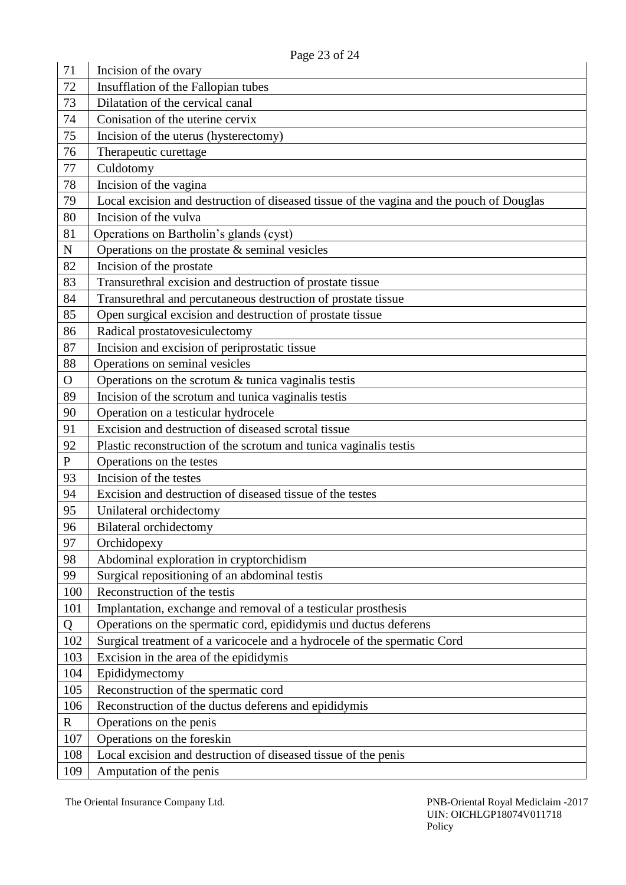| | |
|---|---|
| 71 | Incision of the ovary |
| 72 | Insufflation of the Fallopian tubes |
| 73 | Dilatation of the cervical canal |
| 74 | Conisation of the uterine cervix |
| 75 | Incision of the uterus (hysterectomy) |
| 76 | Therapeutic curettage |
| 77 | Culdotomy |
| 78 | Incision of the vagina |
| 79 | Local excision and destruction of diseased tissue of the vagina and the pouch of Douglas |
| 80 | Incision of the vulva |
| 81 | Operations on Bartholin's glands (cyst) |
| N | Operations on the prostate & seminal vesicles |
| 82 | Incision of the prostate |
| 83 | Transurethral excision and destruction of prostate tissue |
| 84 | Transurethral and percutaneous destruction of prostate tissue |
| 85 | Open surgical excision and destruction of prostate tissue |
| 86 | Radical prostatovesiculectomy |
| 87 | Incision and excision of periprostatic tissue |
| 88 | Operations on seminal vesicles |
| O | Operations on the scrotum & tunica vaginalis testis |
| 89 | Incision of the scrotum and tunica vaginalis testis |
| 90 | Operation on a testicular hydrocele |
| 91 | Excision and destruction of diseased scrotal tissue |
| 92 | Plastic reconstruction of the scrotum and tunica vaginalis testis |
| P | Operations on the testes |
| 93 | Incision of the testes |
| 94 | Excision and destruction of diseased tissue of the testes |
| 95 | Unilateral orchidectomy |
| 96 | Bilateral orchidectomy |
| 97 | Orchidopexy |
| 98 | Abdominal exploration in cryptorchidism |
| 99 | Surgical repositioning of an abdominal testis |
| 100 | Reconstruction of the testis |
| 101 | Implantation, exchange and removal of a testicular prosthesis |
| Q | Operations on the spermatic cord, epididymis und ductus deferens |
| 102 | Surgical treatment of a varicocele and a hydrocele of the spermatic Cord |
| 103 | Excision in the area of the epididymis |
| 104 | Epididymectomy |
| 105 | Reconstruction of the spermatic cord |
| 106 | Reconstruction of the ductus deferens and epididymis |
| R | Operations on the penis |
| 107 | Operations on the foreskin |
| 108 | Local excision and destruction of diseased tissue of the penis |
| 109 | Amputation of the penis |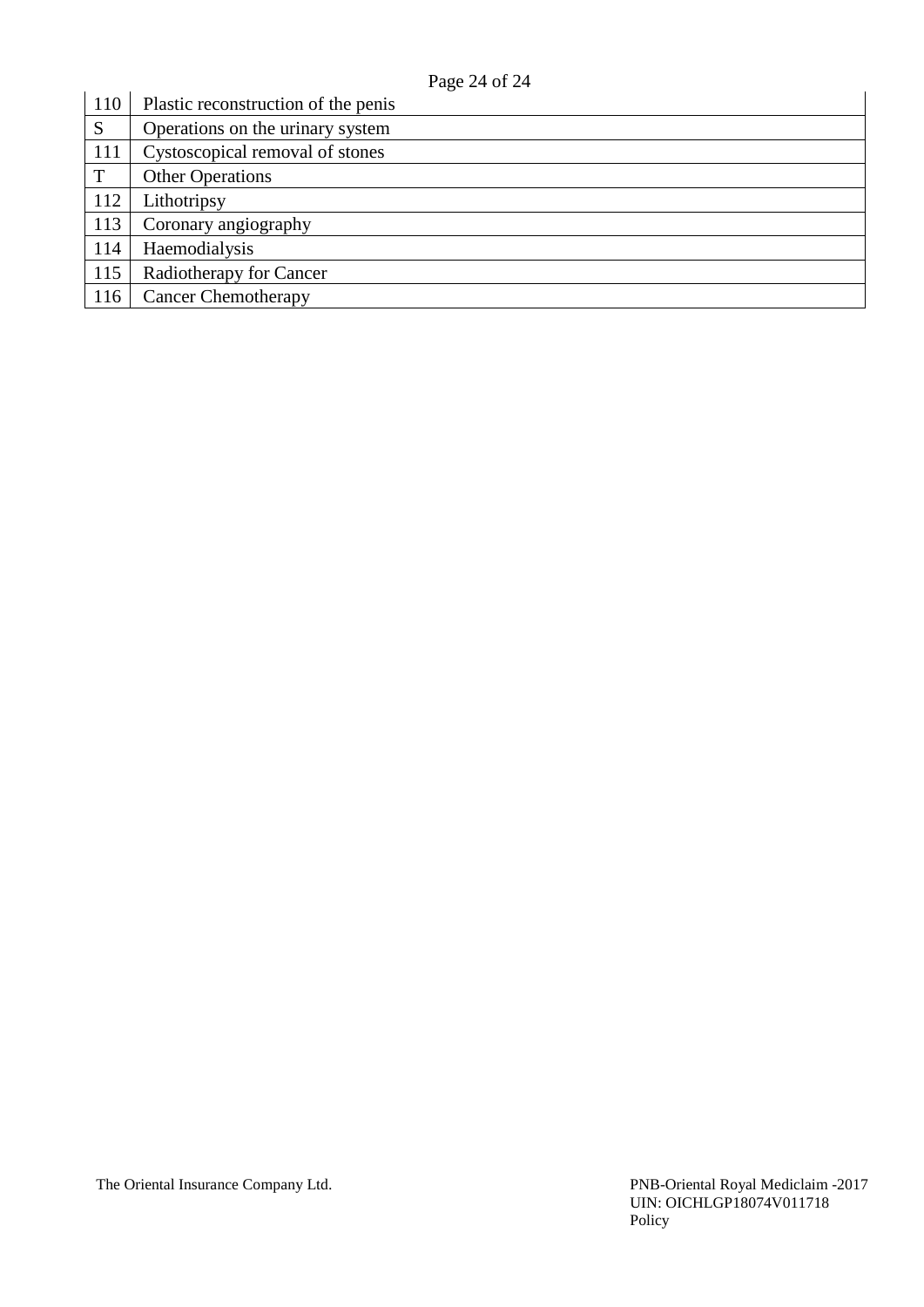| | |
|---|---|
| 110 | Plastic reconstruction of the penis |
| S | Operations on the urinary system |
| 111 | Cystoscopical removal of stones |
| T | Other Operations |
| 112 | Lithotripsy |
| 113 | Coronary angiography |
| 114 | Haemodialysis |
| 115 | Radiotherapy for Cancer |
| 116 | Cancer Chemotherapy |